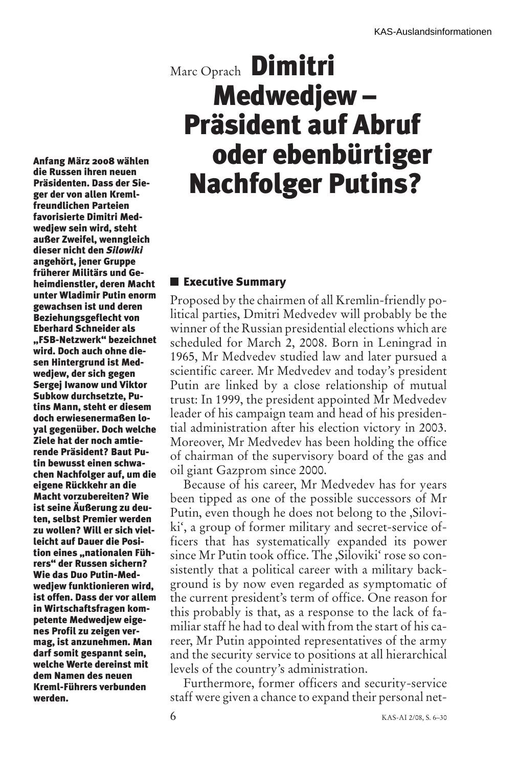Marc Oprach

# Dimitri Medwedjew – Präsident auf Abruf oder ebenbürtiger Nachfolger Putins?

**Anfang März 2008 wählen die Russen ihren neuen Präsidenten. Dass der Sieger der von allen Kreml-freundlichen Parteien favorisierte Dimitri Medwedjew sein wird, steht außer Zweifel, wenngleich dieser nicht den *Silowiki* angehört, jener Gruppe früherer Militärs und Geheimdienstler, deren Macht unter Wladimir Putin enorm gewachsen ist und deren Beziehungsgeflecht von Eberhard Schneider als „FSB-Netzwerk" bezeichnet wird. Doch auch ohne diesen Hintergrund ist Medwedjew, der sich gegen Sergej Iwanow und Viktor Subkow durchsetzte, Putins Mann, steht er diesem doch erwiesenermaßen loyal gegenüber. Doch welche Ziele hat der noch amtierende Präsident? Baut Putin bewusst einen schwachen Nachfolger auf, um die eigene Rückkehr an die Macht vorzubereiten? Wie ist seine Äußerung zu deuten, selbst Premier werden zu wollen? Will er sich vielleicht auf Dauer die Position eines „nationalen Führers" der Russen sichern? Wie das Duo Putin-Medwedjew funktionieren wird, ist offen. Dass der vor allem in Wirtschaftsfragen kompetente Medwedjew eigenes Profil zu zeigen vermag, ist anzunehmen. Man darf somit gespannt sein, welche Werte dereinst mit dem Namen des neuen Kreml-Führers verbunden werden.**

## Executive Summary

Proposed by the chairmen of all Kremlin-friendly political parties, Dmitri Medvedev will probably be the winner of the Russian presidential elections which are scheduled for March 2, 2008. Born in Leningrad in 1965, Mr Medvedev studied law and later pursued a scientific career. Mr Medvedev and today's president Putin are linked by a close relationship of mutual trust: In 1999, the president appointed Mr Medvedev leader of his campaign team and head of his presidential administration after his election victory in 2003. Moreover, Mr Medvedev has been holding the office of chairman of the supervisory board of the gas and oil giant Gazprom since 2000.

Because of his career, Mr Medvedev has for years been tipped as one of the possible successors of Mr Putin, even though he does not belong to the ‚Siloviki', a group of former military and secret-service officers that has systematically expanded its power since Mr Putin took office. The ‚Siloviki' rose so consistently that a political career with a military background is by now even regarded as symptomatic of the current president's term of office. One reason for this probably is that, as a response to the lack of familiar staff he had to deal with from the start of his career, Mr Putin appointed representatives of the army and the security service to positions at all hierarchical levels of the country's administration.

Furthermore, former officers and security-service staff were given a chance to expand their personal net-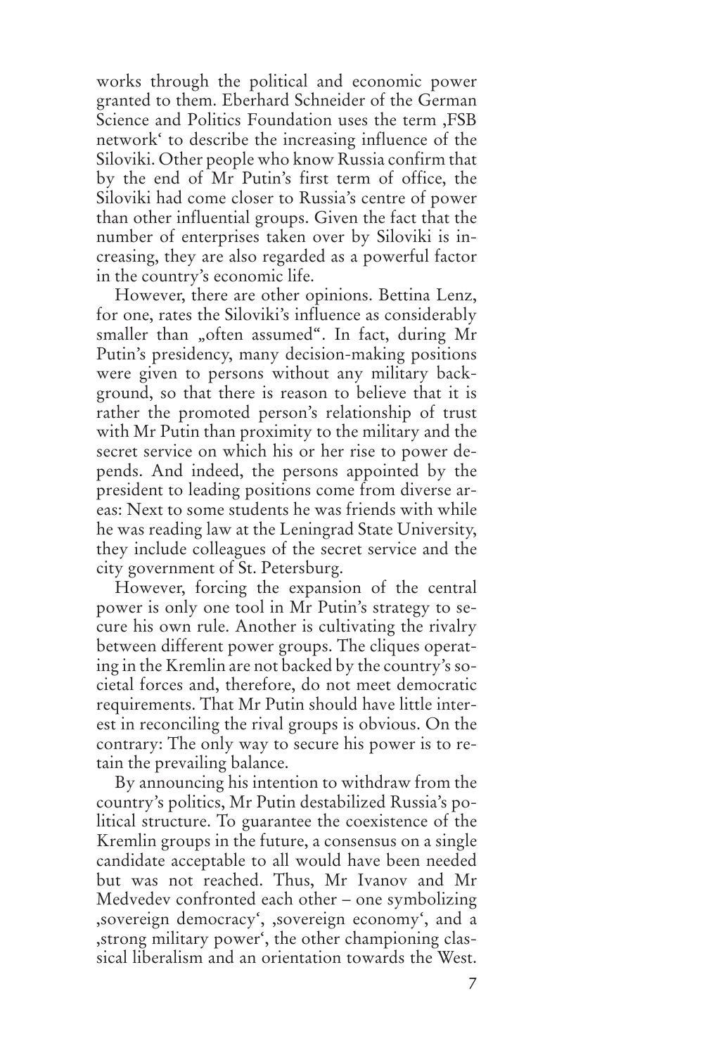works through the political and economic power granted to them. Eberhard Schneider of the German Science and Politics Foundation uses the term ‚FSB network' to describe the increasing influence of the Siloviki. Other people who know Russia confirm that by the end of Mr Putin's first term of office, the Siloviki had come closer to Russia's centre of power than other influential groups. Given the fact that the number of enterprises taken over by Siloviki is increasing, they are also regarded as a powerful factor in the country's economic life.

However, there are other opinions. Bettina Lenz, for one, rates the Siloviki's influence as considerably smaller than „often assumed". In fact, during Mr Putin's presidency, many decision-making positions were given to persons without any military background, so that there is reason to believe that it is rather the promoted person's relationship of trust with Mr Putin than proximity to the military and the secret service on which his or her rise to power depends. And indeed, the persons appointed by the president to leading positions come from diverse areas: Next to some students he was friends with while he was reading law at the Leningrad State University, they include colleagues of the secret service and the city government of St. Petersburg.

However, forcing the expansion of the central power is only one tool in Mr Putin's strategy to secure his own rule. Another is cultivating the rivalry between different power groups. The cliques operating in the Kremlin are not backed by the country's societal forces and, therefore, do not meet democratic requirements. That Mr Putin should have little interest in reconciling the rival groups is obvious. On the contrary: The only way to secure his power is to retain the prevailing balance.

By announcing his intention to withdraw from the country's politics, Mr Putin destabilized Russia's political structure. To guarantee the coexistence of the Kremlin groups in the future, a consensus on a single candidate acceptable to all would have been needed but was not reached. Thus, Mr Ivanov and Mr Medvedev confronted each other – one symbolizing ‚sovereign democracy', ‚sovereign economy', and a ‚strong military power', the other championing classical liberalism and an orientation towards the West.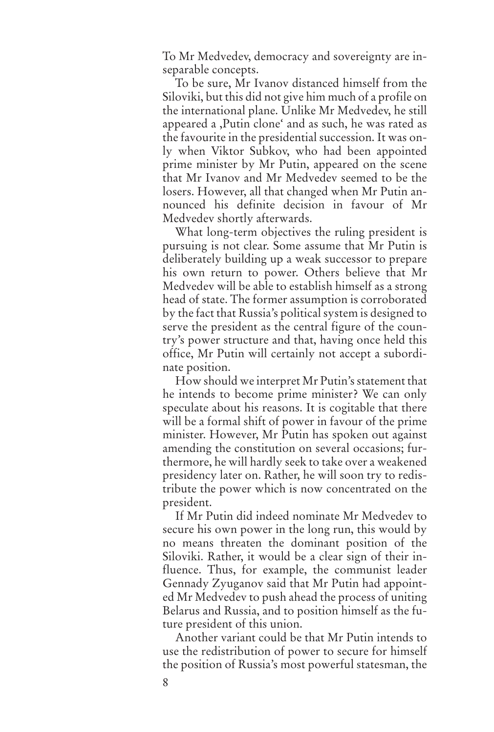To Mr Medvedev, democracy and sovereignty are inseparable concepts.

To be sure, Mr Ivanov distanced himself from the Siloviki, but this did not give him much of a profile on the international plane. Unlike Mr Medvedev, he still appeared a ‚Putin clone' and as such, he was rated as the favourite in the presidential succession. It was only when Viktor Subkov, who had been appointed prime minister by Mr Putin, appeared on the scene that Mr Ivanov and Mr Medvedev seemed to be the losers. However, all that changed when Mr Putin announced his definite decision in favour of Mr Medvedev shortly afterwards.

What long-term objectives the ruling president is pursuing is not clear. Some assume that Mr Putin is deliberately building up a weak successor to prepare his own return to power. Others believe that Mr Medvedev will be able to establish himself as a strong head of state. The former assumption is corroborated by the fact that Russia's political system is designed to serve the president as the central figure of the country's power structure and that, having once held this office, Mr Putin will certainly not accept a subordinate position.

How should we interpret Mr Putin's statement that he intends to become prime minister? We can only speculate about his reasons. It is cogitable that there will be a formal shift of power in favour of the prime minister. However, Mr Putin has spoken out against amending the constitution on several occasions; furthermore, he will hardly seek to take over a weakened presidency later on. Rather, he will soon try to redistribute the power which is now concentrated on the president.

If Mr Putin did indeed nominate Mr Medvedev to secure his own power in the long run, this would by no means threaten the dominant position of the Siloviki. Rather, it would be a clear sign of their influence. Thus, for example, the communist leader Gennady Zyuganov said that Mr Putin had appointed Mr Medvedev to push ahead the process of uniting Belarus and Russia, and to position himself as the future president of this union.

Another variant could be that Mr Putin intends to use the redistribution of power to secure for himself the position of Russia's most powerful statesman, the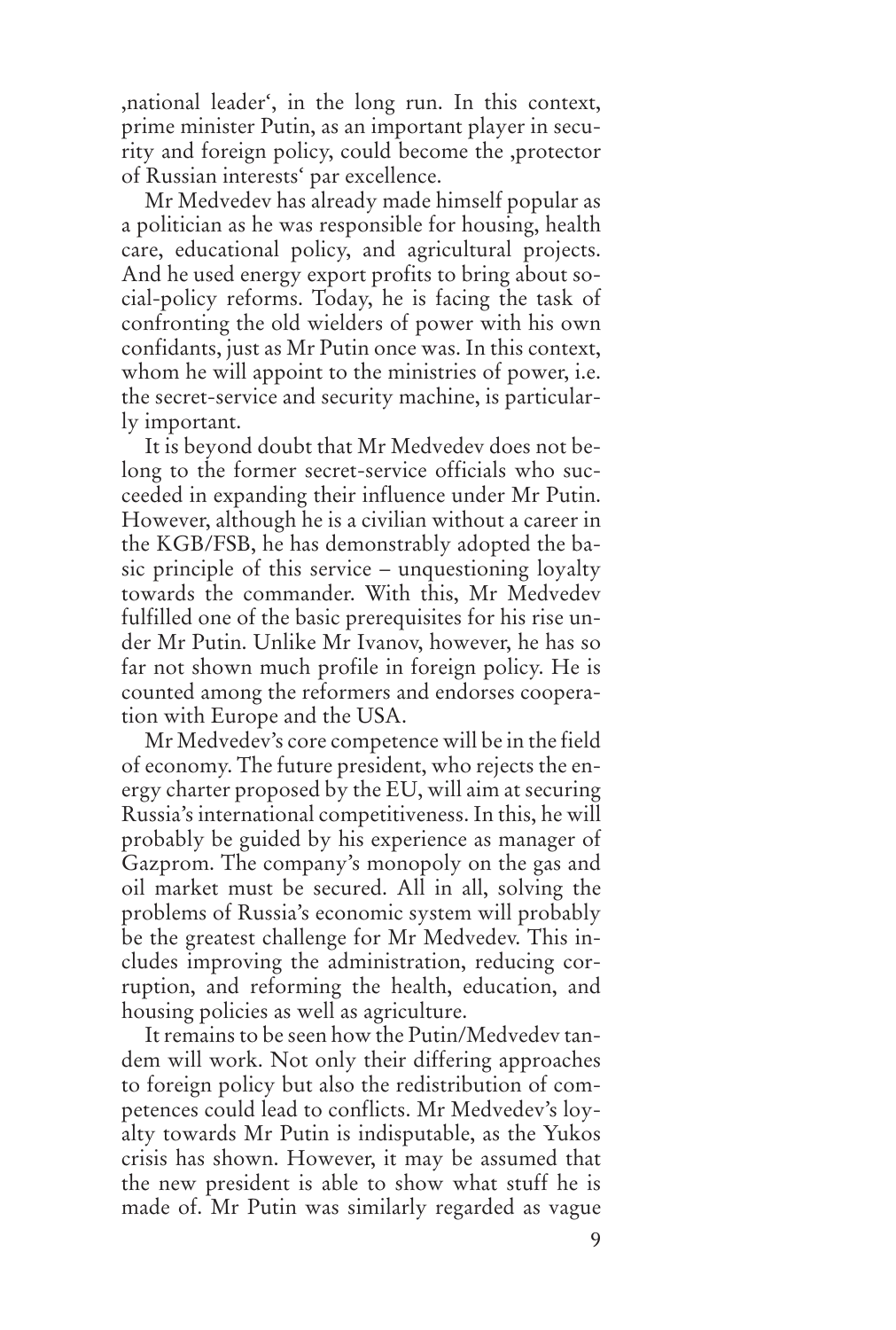‚national leader', in the long run. In this context, prime minister Putin, as an important player in security and foreign policy, could become the ‚protector of Russian interests' par excellence.

Mr Medvedev has already made himself popular as a politician as he was responsible for housing, health care, educational policy, and agricultural projects. And he used energy export profits to bring about social-policy reforms. Today, he is facing the task of confronting the old wielders of power with his own confidants, just as Mr Putin once was. In this context, whom he will appoint to the ministries of power, i.e. the secret-service and security machine, is particularly important.

It is beyond doubt that Mr Medvedev does not belong to the former secret-service officials who succeeded in expanding their influence under Mr Putin. However, although he is a civilian without a career in the KGB/FSB, he has demonstrably adopted the basic principle of this service – unquestioning loyalty towards the commander. With this, Mr Medvedev fulfilled one of the basic prerequisites for his rise under Mr Putin. Unlike Mr Ivanov, however, he has so far not shown much profile in foreign policy. He is counted among the reformers and endorses cooperation with Europe and the USA.

Mr Medvedev's core competence will be in the field of economy. The future president, who rejects the energy charter proposed by the EU, will aim at securing Russia's international competitiveness. In this, he will probably be guided by his experience as manager of Gazprom. The company's monopoly on the gas and oil market must be secured. All in all, solving the problems of Russia's economic system will probably be the greatest challenge for Mr Medvedev. This includes improving the administration, reducing corruption, and reforming the health, education, and housing policies as well as agriculture.

It remains to be seen how the Putin/Medvedev tandem will work. Not only their differing approaches to foreign policy but also the redistribution of competences could lead to conflicts. Mr Medvedev's loyalty towards Mr Putin is indisputable, as the Yukos crisis has shown. However, it may be assumed that the new president is able to show what stuff he is made of. Mr Putin was similarly regarded as vague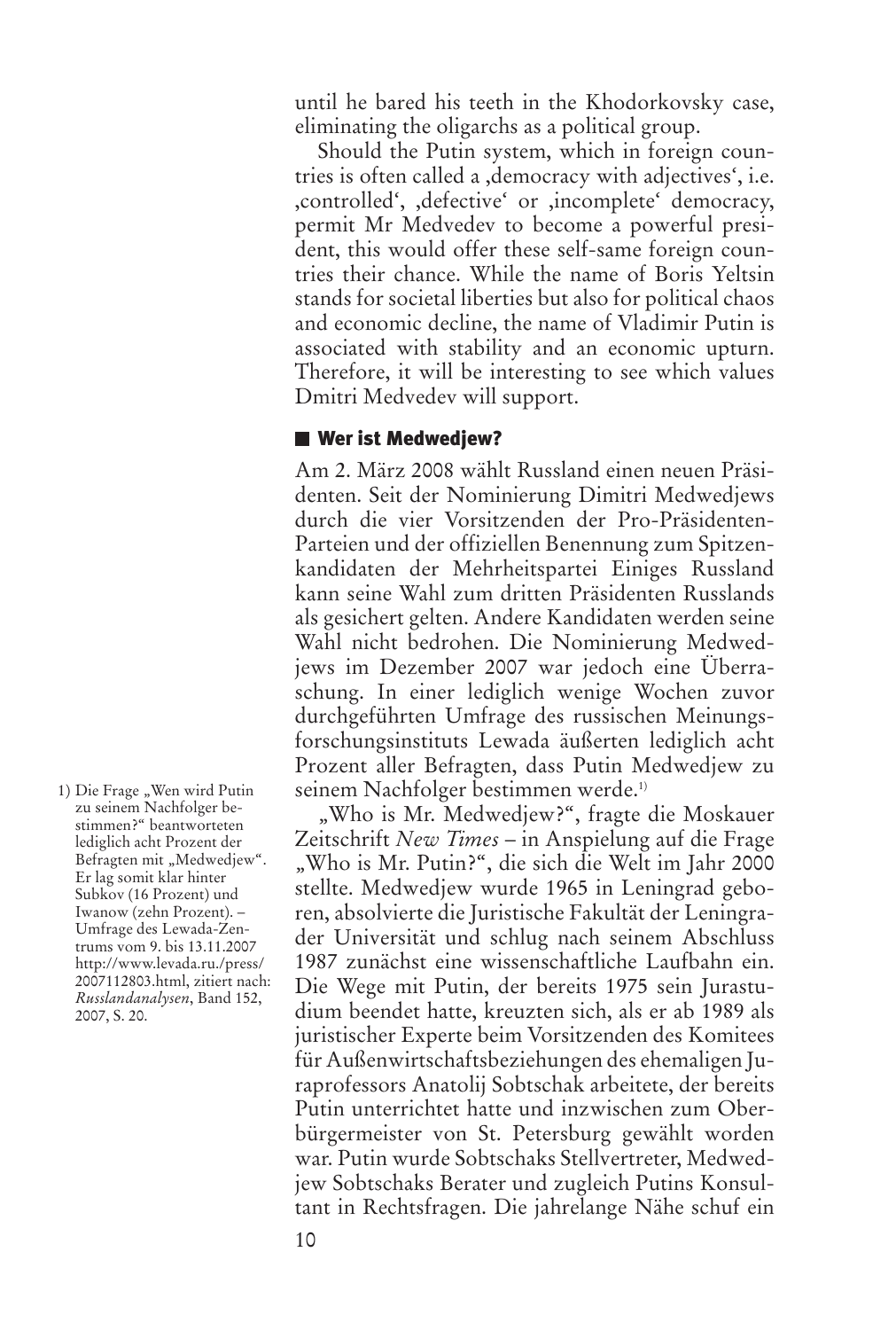until he bared his teeth in the Khodorkovsky case, eliminating the oligarchs as a political group.

Should the Putin system, which in foreign countries is often called a ‚democracy with adjectives', i.e. ‚controlled', ‚defective' or ‚incomplete' democracy, permit Mr Medvedev to become a powerful president, this would offer these self-same foreign countries their chance. While the name of Boris Yeltsin stands for societal liberties but also for political chaos and economic decline, the name of Vladimir Putin is associated with stability and an economic upturn. Therefore, it will be interesting to see which values Dmitri Medvedev will support.

## Wer ist Medwedjew?

Am 2. März 2008 wählt Russland einen neuen Präsidenten. Seit der Nominierung Dimitri Medwedjews durch die vier Vorsitzenden der Pro-Präsidenten-Parteien und der offiziellen Benennung zum Spitzenkandidaten der Mehrheitspartei Einiges Russland kann seine Wahl zum dritten Präsidenten Russlands als gesichert gelten. Andere Kandidaten werden seine Wahl nicht bedrohen. Die Nominierung Medwedjews im Dezember 2007 war jedoch eine Überraschung. In einer lediglich wenige Wochen zuvor durchgeführten Umfrage des russischen Meinungsforschungsinstituts Lewada äußerten lediglich acht Prozent aller Befragten, dass Putin Medwedjew zu seinem Nachfolger bestimmen werde.[1]

„Who is Mr. Medwedjew?", fragte die Moskauer Zeitschrift *New Times* – in Anspielung auf die Frage „Who is Mr. Putin?", die sich die Welt im Jahr 2000 stellte. Medwedjew wurde 1965 in Leningrad geboren, absolvierte die Juristische Fakultät der Leningrader Universität und schlug nach seinem Abschluss 1987 zunächst eine wissenschaftliche Laufbahn ein. Die Wege mit Putin, der bereits 1975 sein Jurastudium beendet hatte, kreuzten sich, als er ab 1989 als juristischer Experte beim Vorsitzenden des Komitees für Außenwirtschaftsbeziehungen des ehemaligen Juraprofessors Anatolij Sobtschak arbeitete, der bereits Putin unterrichtet hatte und inzwischen zum Oberbürgermeister von St. Petersburg gewählt worden war. Putin wurde Sobtschaks Stellvertreter, Medwedjew Sobtschaks Berater und zugleich Putins Konsultant in Rechtsfragen. Die jahrelange Nähe schuf ein

1) Die Frage „Wen wird Putin zu seinem Nachfolger bestimmen?" beantworteten lediglich acht Prozent der Befragten mit „Medwedjew". Er lag somit klar hinter Subkov (16 Prozent) und Iwanow (zehn Prozent). – Umfrage des Lewada-Zentrums vom 9. bis 13.11.2007 http://www.levada.ru./press/2007112803.html, zitiert nach: *Russlandanalysen*, Band 152, 2007, S. 20.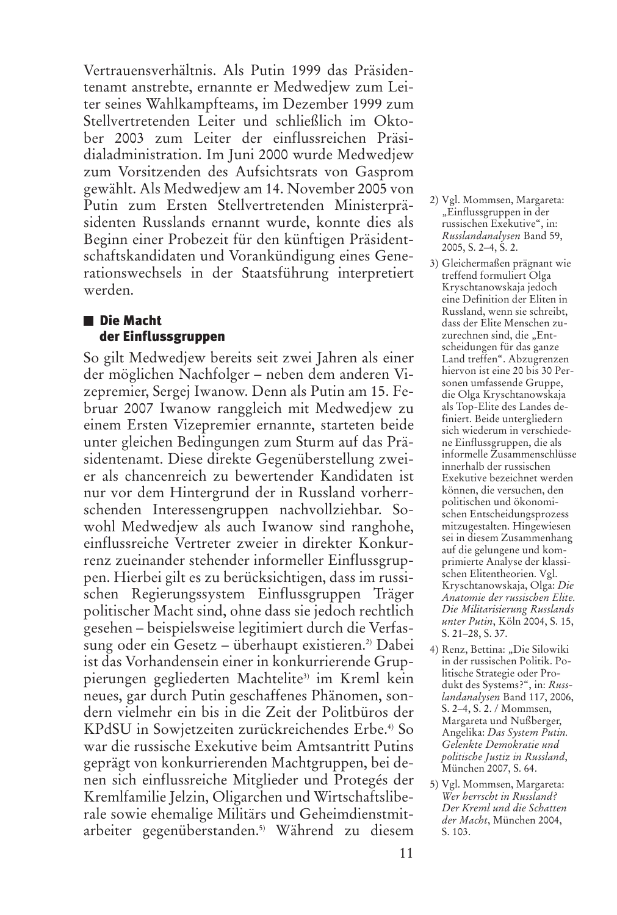Vertrauensverhältnis. Als Putin 1999 das Präsidentenamt anstrebte, ernannte er Medwedjew zum Leiter seines Wahlkampfteams, im Dezember 1999 zum Stellvertretenden Leiter und schließlich im Oktober 2003 zum Leiter der einflussreichen Präsidialadministration. Im Juni 2000 wurde Medwedjew zum Vorsitzenden des Aufsichtsrats von Gasprom gewählt. Als Medwedjew am 14. November 2005 von Putin zum Ersten Stellvertretenden Ministerpräsidenten Russlands ernannt wurde, konnte dies als Beginn einer Probezeit für den künftigen Präsidentschaftskandidaten und Vorankündigung eines Generationswechsels in der Staatsführung interpretiert werden.

## Die Macht der Einflussgruppen

So gilt Medwedjew bereits seit zwei Jahren als einer der möglichen Nachfolger – neben dem anderen Vizepremier, Sergej Iwanow. Denn als Putin am 15. Februar 2007 Iwanow ranggleich mit Medwedjew zu einem Ersten Vizepremier ernannte, starteten beide unter gleichen Bedingungen zum Sturm auf das Präsidentenamt. Diese direkte Gegenüberstellung zweier als chancenreich zu bewertender Kandidaten ist nur vor dem Hintergrund der in Russland vorherrschenden Interessengruppen nachvollziehbar. Sowohl Medwedjew als auch Iwanow sind ranghohe, einflussreiche Vertreter zweier in direkter Konkurrenz zueinander stehender informeller Einflussgruppen. Hierbei gilt es zu berücksichtigen, dass im russischen Regierungssystem Einflussgruppen Träger politischer Macht sind, ohne dass sie jedoch rechtlich gesehen – beispielsweise legitimiert durch die Verfassung oder ein Gesetz – überhaupt existieren.[2] Dabei ist das Vorhandensein einer in konkurrierende Gruppierungen gegliederten Machtelite[3] im Kreml kein neues, gar durch Putin geschaffenes Phänomen, sondern vielmehr ein bis in die Zeit der Politbüros der KPdSU in Sowjetzeiten zurückreichendes Erbe.[4] So war die russische Exekutive beim Amtsantritt Putins geprägt von konkurrierenden Machtgruppen, bei denen sich einflussreiche Mitglieder und Protegés der Kremlfamilie Jelzin, Oligarchen und Wirtschaftsliberale sowie ehemalige Militärs und Geheimdienstmitarbeiter gegenüberstanden.[5] Während zu diesem

---

2) Vgl. Mommsen, Margareta: „Einflussgruppen in der russischen Exekutive", in: *Russlandanalysen* Band 59, 2005, S. 2–4, S. 2.

3) Gleichermaßen prägnant wie treffend formuliert Olga Kryschtanowskaja jedoch eine Definition der Eliten in Russland, wenn sie schreibt, dass der Elite Menschen zuzurechnen sind, die „Entscheidungen für das ganze Land treffen". Abzugrenzen hiervon ist eine 20 bis 30 Personen umfassende Gruppe, die Olga Kryschtanowskaja als Top-Elite des Landes definiert. Beide untergliedern sich wiederum in verschiedene Einflussgruppen, die als informelle Zusammenschlüsse innerhalb der russischen Exekutive bezeichnet werden können, die versuchen, den politischen und ökonomischen Entscheidungsprozess mitzugestalten. Hingewiesen sei in diesem Zusammenhang auf die gelungene und komprimierte Analyse der klassischen Elitentheorien. Vgl. Kryschtanowskaja, Olga: *Die Anatomie der russischen Elite. Die Militarisierung Russlands unter Putin*, Köln 2004, S. 15, S. 21–28, S. 37.

4) Renz, Bettina: „Die Silowiki in der russischen Politik. Politische Strategie oder Produkt des Systems?", in: *Russlandanalysen* Band 117, 2006, S. 2–4, S. 2. / Mommsen, Margareta und Nußberger, Angelika: *Das System Putin. Gelenkte Demokratie und politische Justiz in Russland*, München 2007, S. 64.

5) Vgl. Mommsen, Margareta: *Wer herrscht in Russland? Der Kreml und die Schatten der Macht*, München 2004, S. 103.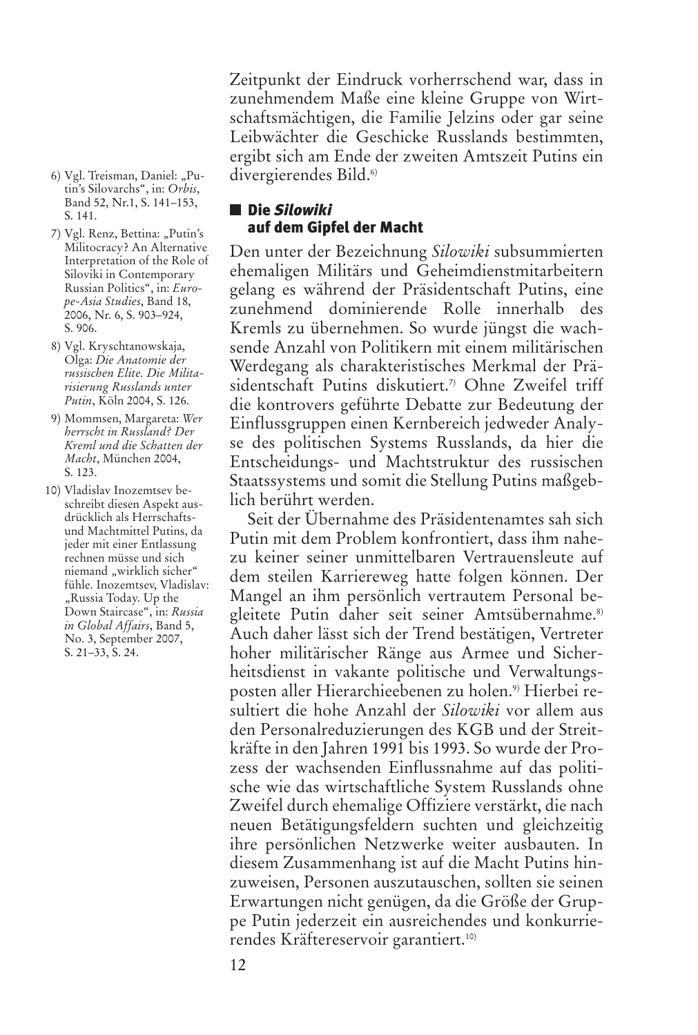Zeitpunkt der Eindruck vorherrschend war, dass in zunehmendem Maße eine kleine Gruppe von Wirtschaftsmächtigen, die Familie Jelzins oder gar seine Leibwächter die Geschicke Russlands bestimmten, ergibt sich am Ende der zweiten Amtszeit Putins ein divergierendes Bild.[6]

## Die *Silowiki* auf dem Gipfel der Macht

Den unter der Bezeichnung *Silowiki* subsummierten ehemaligen Militärs und Geheimdienstmitarbeitern gelang es während der Präsidentschaft Putins, eine zunehmend dominierende Rolle innerhalb des Kremls zu übernehmen. So wurde jüngst die wachsende Anzahl von Politikern mit einem militärischen Werdegang als charakteristisches Merkmal der Präsidentschaft Putins diskutiert.[7] Ohne Zweifel triff die kontrovers geführte Debatte zur Bedeutung der Einflussgruppen einen Kernbereich jedweder Analyse des politischen Systems Russlands, da hier die Entscheidungs- und Machtstruktur des russischen Staatssystems und somit die Stellung Putins maßgeblich berührt werden.

Seit der Übernahme des Präsidentenamtes sah sich Putin mit dem Problem konfrontiert, dass ihm nahezu keiner seiner unmittelbaren Vertrauensleute auf dem steilen Karriereweg hatte folgen können. Der Mangel an ihm persönlich vertrautem Personal begleitete Putin daher seit seiner Amtsübernahme.[8] Auch daher lässt sich der Trend bestätigen, Vertreter hoher militärischer Ränge aus Armee und Sicherheitsdienst in vakante politische und Verwaltungsposten aller Hierarchieebenen zu holen.[9] Hierbei resultiert die hohe Anzahl der *Silowiki* vor allem aus den Personalreduzierungen des KGB und der Streitkräfte in den Jahren 1991 bis 1993. So wurde der Prozess der wachsenden Einflussnahme auf das politische wie das wirtschaftliche System Russlands ohne Zweifel durch ehemalige Offiziere verstärkt, die nach neuen Betätigungsfeldern suchten und gleichzeitig ihre persönlichen Netzwerke weiter ausbauten. In diesem Zusammenhang ist auf die Macht Putins hinzuweisen, Personen auszutauschen, sollten sie seinen Erwartungen nicht genügen, da die Größe der Gruppe Putin jederzeit ein ausreichendes und konkurrierendes Kräftereservoir garantiert.[10]

---

6) Vgl. Treisman, Daniel: „Putin's Silovarchs", in: *Orbis*, Band 52, Nr.1, S. 141–153, S. 141.

7) Vgl. Renz, Bettina: „Putin's Militocracy? An Alternative Interpretation of the Role of Siloviki in Contemporary Russian Politics", in: *Europe-Asia Studies*, Band 18, 2006, Nr. 6, S. 903–924, S. 906.

8) Vgl. Kryschtanowskaja, Olga: *Die Anatomie der russischen Elite. Die Militarisierung Russlands unter Putin*, Köln 2004, S. 126.

9) Mommsen, Margareta: *Wer herrscht in Russland? Der Kreml und die Schatten der Macht*, München 2004, S. 123.

10) Vladislav Inozemtsev beschreibt diesen Aspekt ausdrücklich als Herrschafts- und Machtmittel Putins, da jeder mit einer Entlassung rechnen müsse und sich niemand „wirklich sicher" fühle. Inozemtsev, Vladislav: „Russia Today. Up the Down Staircase", in: *Russia in Global Affairs*, Band 5, No. 3, September 2007, S. 21–33, S. 24.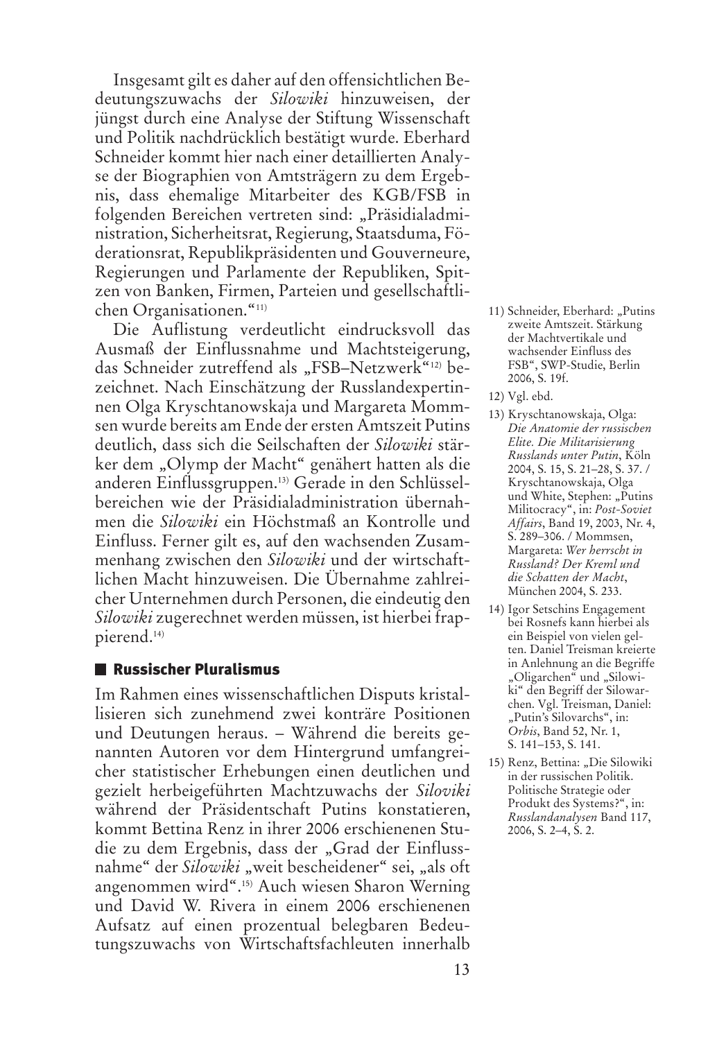Insgesamt gilt es daher auf den offensichtlichen Bedeutungszuwachs der *Silowiki* hinzuweisen, der jüngst durch eine Analyse der Stiftung Wissenschaft und Politik nachdrücklich bestätigt wurde. Eberhard Schneider kommt hier nach einer detaillierten Analyse der Biographien von Amtsträgern zu dem Ergebnis, dass ehemalige Mitarbeiter des KGB/FSB in folgenden Bereichen vertreten sind: „Präsidialadministration, Sicherheitsrat, Regierung, Staatsduma, Föderationsrat, Republikpräsidenten und Gouverneure, Regierungen und Parlamente der Republiken, Spitzen von Banken, Firmen, Parteien und gesellschaftlichen Organisationen."[11]

Die Auflistung verdeutlicht eindrucksvoll das Ausmaß der Einflussnahme und Machtsteigerung, das Schneider zutreffend als „FSB–Netzwerk"[12] bezeichnet. Nach Einschätzung der Russlandexpertinnen Olga Kryschtanowskaja und Margareta Mommsen wurde bereits am Ende der ersten Amtszeit Putins deutlich, dass sich die Seilschaften der *Silowiki* stärker dem „Olymp der Macht" genähert hatten als die anderen Einflussgruppen.[13] Gerade in den Schlüsselbereichen wie der Präsidialadministration übernahmen die *Silowiki* ein Höchstmaß an Kontrolle und Einfluss. Ferner gilt es, auf den wachsenden Zusammenhang zwischen den *Silowiki* und der wirtschaftlichen Macht hinzuweisen. Die Übernahme zahlreicher Unternehmen durch Personen, die eindeutig den *Silowiki* zugerechnet werden müssen, ist hierbei frappierend.[14]

## Russischer Pluralismus

Im Rahmen eines wissenschaftlichen Disputs kristallisieren sich zunehmend zwei konträre Positionen und Deutungen heraus. – Während die bereits genannten Autoren vor dem Hintergrund umfangreicher statistischer Erhebungen einen deutlichen und gezielt herbeigeführten Machtzuwachs der *Siloviki* während der Präsidentschaft Putins konstatieren, kommt Bettina Renz in ihrer 2006 erschienenen Studie zu dem Ergebnis, dass der „Grad der Einflussnahme" der *Silowiki* „weit bescheidener" sei, „als oft angenommen wird".[15] Auch wiesen Sharon Werning und David W. Rivera in einem 2006 erschienenen Aufsatz auf einen prozentual belegbaren Bedeutungszuwachs von Wirtschaftsfachleuten innerhalb

---

11) Schneider, Eberhard: „Putins zweite Amtszeit. Stärkung der Machtvertikale und wachsender Einfluss des FSB", SWP-Studie, Berlin 2006, S. 19f.

12) Vgl. ebd.

13) Kryschtanowskaja, Olga: *Die Anatomie der russischen Elite. Die Militarisierung Russlands unter Putin*, Köln 2004, S. 15, S. 21–28, S. 37. / Kryschtanowskaja, Olga und White, Stephen: „Putins Militocracy", in: *Post-Soviet Affairs*, Band 19, 2003, Nr. 4, S. 289–306. / Mommsen, Margareta: *Wer herrscht in Russland? Der Kreml und die Schatten der Macht*, München 2004, S. 233.

14) Igor Setschins Engagement bei Rosnefs kann hierbei als ein Beispiel von vielen gelten. Daniel Treisman kreierte in Anlehnung an die Begriffe „Oligarchen" und „Silowiki" den Begriff der Silowarchen. Vgl. Treisman, Daniel: „Putin's Silovarchs", in: *Orbis*, Band 52, Nr. 1, S. 141–153, S. 141.

15) Renz, Bettina: „Die Silowiki in der russischen Politik. Politische Strategie oder Produkt des Systems?", in: *Russlandanalysen* Band 117, 2006, S. 2–4, S. 2.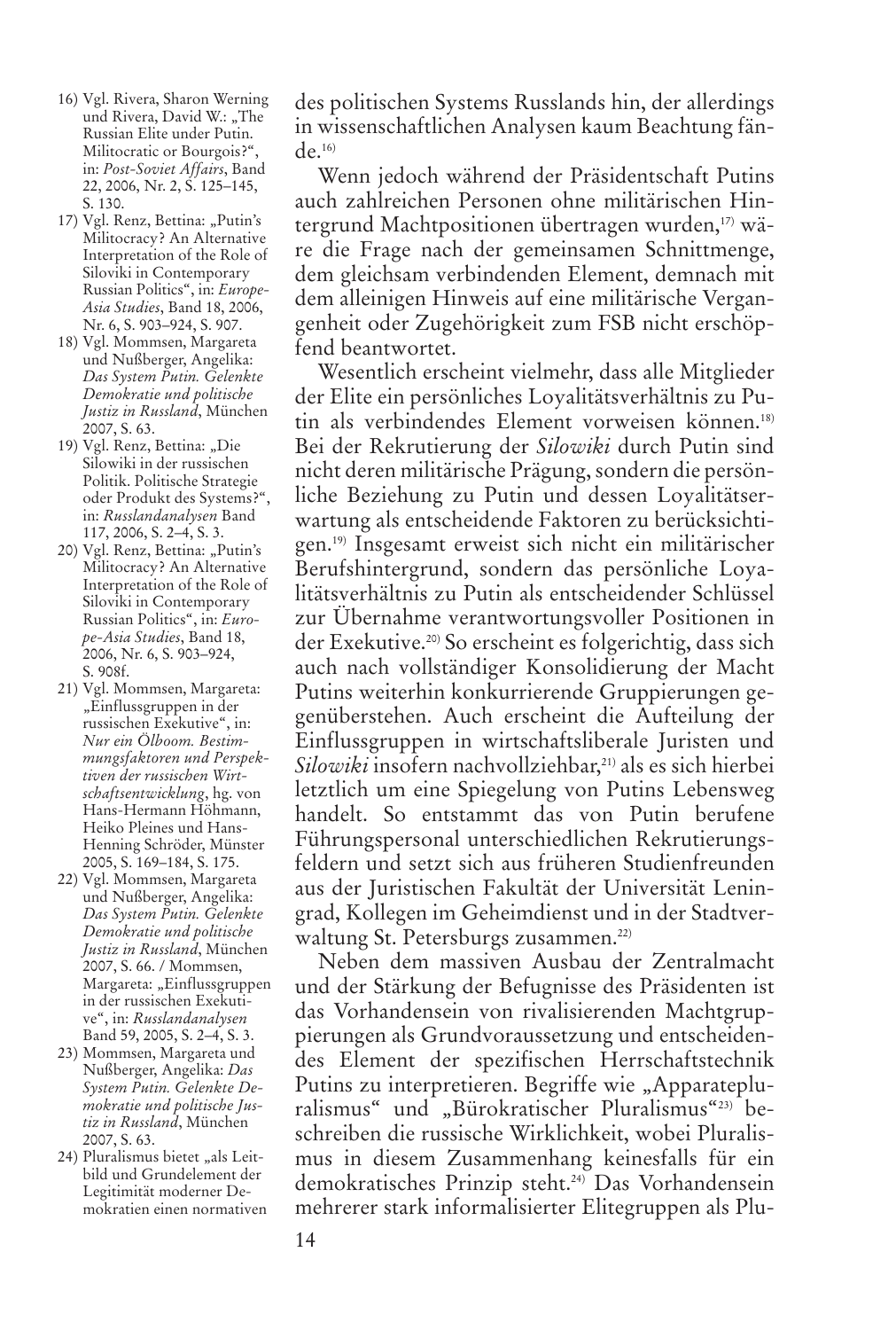des politischen Systems Russlands hin, der allerdings in wissenschaftlichen Analysen kaum Beachtung fände.[16]

Wenn jedoch während der Präsidentschaft Putins auch zahlreichen Personen ohne militärischen Hintergrund Machtpositionen übertragen wurden,[17] wäre die Frage nach der gemeinsamen Schnittmenge, dem gleichsam verbindenden Element, demnach mit dem alleinigen Hinweis auf eine militärische Vergangenheit oder Zugehörigkeit zum FSB nicht erschöpfend beantwortet.

Wesentlich erscheint vielmehr, dass alle Mitglieder der Elite ein persönliches Loyalitätsverhältnis zu Putin als verbindendes Element vorweisen können.[18] Bei der Rekrutierung der *Silowiki* durch Putin sind nicht deren militärische Prägung, sondern die persönliche Beziehung zu Putin und dessen Loyalitätserwartung als entscheidende Faktoren zu berücksichtigen.[19] Insgesamt erweist sich nicht ein militärischer Berufshintergrund, sondern das persönliche Loyalitätsverhältnis zu Putin als entscheidender Schlüssel zur Übernahme verantwortungsvoller Positionen in der Exekutive.[20] So erscheint es folgerichtig, dass sich auch nach vollständiger Konsolidierung der Macht Putins weiterhin konkurrierende Gruppierungen gegenüberstehen. Auch erscheint die Aufteilung der Einflussgruppen in wirtschaftsliberale Juristen und *Silowiki* insofern nachvollziehbar,[21] als es sich hierbei letztlich um eine Spiegelung von Putins Lebensweg handelt. So entstammt das von Putin berufene Führungspersonal unterschiedlichen Rekrutierungsfeldern und setzt sich aus früheren Studienfreunden aus der Juristischen Fakultät der Universität Leningrad, Kollegen im Geheimdienst und in der Stadtverwaltung St. Petersburgs zusammen.[22]

Neben dem massiven Ausbau der Zentralmacht und der Stärkung der Befugnisse des Präsidenten ist das Vorhandensein von rivalisierenden Machtgruppierungen als Grundvoraussetzung und entscheidendes Element der spezifischen Herrschaftstechnik Putins zu interpretieren. Begriffe wie „Apparatepluralismus" und „Bürokratischer Pluralismus"[23] beschreiben die russische Wirklichkeit, wobei Pluralismus in diesem Zusammenhang keinesfalls für ein demokratisches Prinzip steht.[24] Das Vorhandensein mehrerer stark informalisierter Elitegruppen als Plu-

16) Vgl. Rivera, Sharon Werning und Rivera, David W.: „The Russian Elite under Putin. Militocratic or Bourgois?", in: *Post-Soviet Affairs*, Band 22, 2006, Nr. 2, S. 125–145, S. 130.

17) Vgl. Renz, Bettina: „Putin's Militocracy? An Alternative Interpretation of the Role of Siloviki in Contemporary Russian Politics", in: *Europe-Asia Studies*, Band 18, 2006, Nr. 6, S. 903–924, S. 907.

18) Vgl. Mommsen, Margareta und Nußberger, Angelika: *Das System Putin. Gelenkte Demokratie und politische Justiz in Russland*, München 2007, S. 63.

19) Vgl. Renz, Bettina: „Die Silowiki in der russischen Politik. Politische Strategie oder Produkt des Systems?", in: *Russlandanalysen* Band 117, 2006, S. 2–4, S. 3.

20) Vgl. Renz, Bettina: „Putin's Militocracy? An Alternative Interpretation of the Role of Siloviki in Contemporary Russian Politics", in: *Europe-Asia Studies*, Band 18, 2006, Nr. 6, S. 903–924, S. 908f.

21) Vgl. Mommsen, Margareta: „Einflussgruppen in der russischen Exekutive", in: *Nur ein Ölboom. Bestimmungsfaktoren und Perspektiven der russischen Wirtschaftsentwicklung*, hg. von Hans-Hermann Höhmann, Heiko Pleines und Hans-Henning Schröder, Münster 2005, S. 169–184, S. 175.

22) Vgl. Mommsen, Margareta und Nußberger, Angelika: *Das System Putin. Gelenkte Demokratie und politische Justiz in Russland*, München 2007, S. 66. / Mommsen, Margareta: „Einflussgruppen in der russischen Exekutive", in: *Russlandanalysen* Band 59, 2005, S. 2–4, S. 3.

23) Mommsen, Margareta und Nußberger, Angelika: *Das System Putin. Gelenkte Demokratie und politische Justiz in Russland*, München 2007, S. 63.

24) Pluralismus bietet „als Leitbild und Grundelement der Legitimität moderner Demokratien einen normativen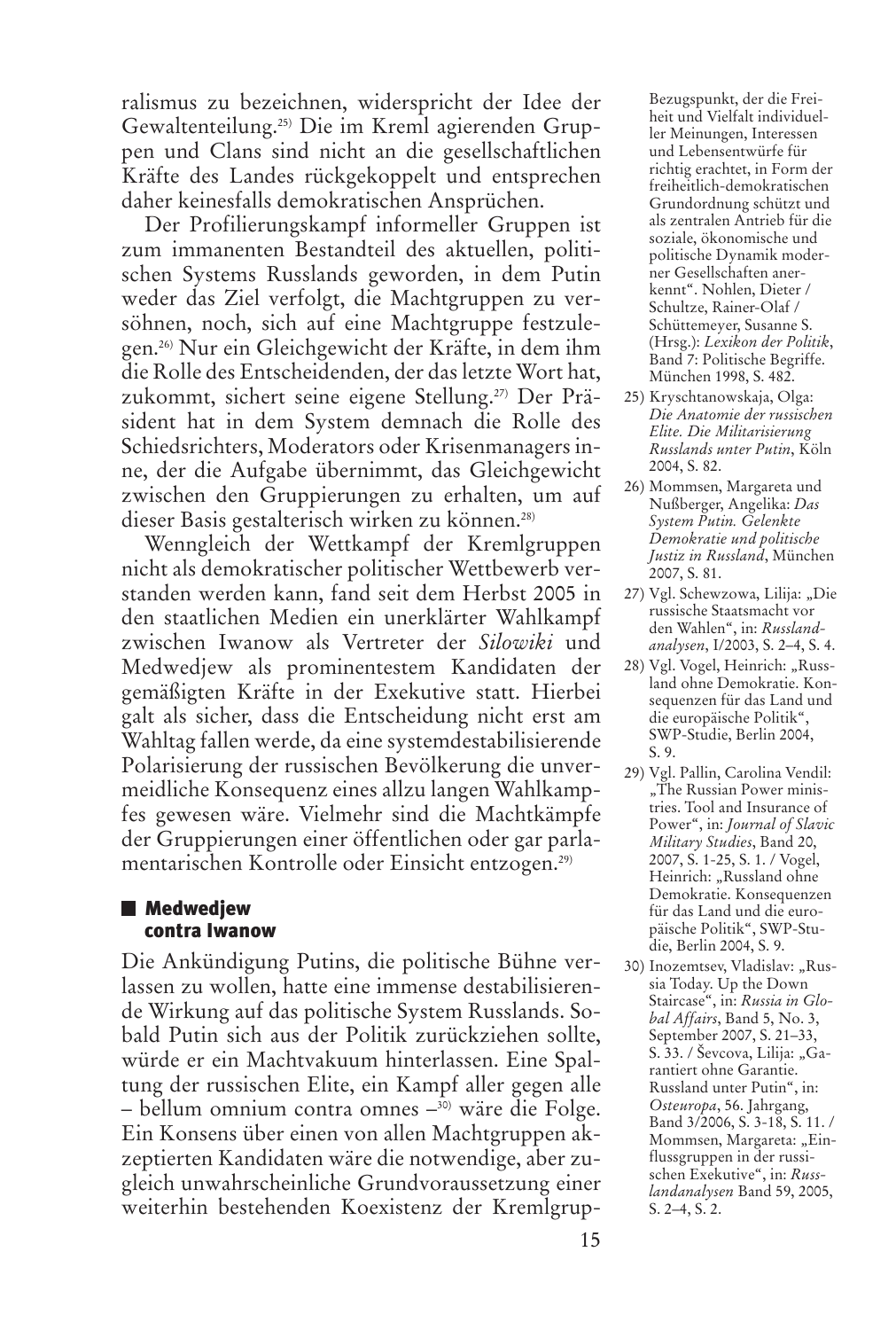ralismus zu bezeichnen, widerspricht der Idee der Gewaltenteilung.[25] Die im Kreml agierenden Gruppen und Clans sind nicht an die gesellschaftlichen Kräfte des Landes rückgekoppelt und entsprechen daher keinesfalls demokratischen Ansprüchen.

Der Profilierungskampf informeller Gruppen ist zum immanenten Bestandteil des aktuellen, politischen Systems Russlands geworden, in dem Putin weder das Ziel verfolgt, die Machtgruppen zu versöhnen, noch, sich auf eine Machtgruppe festzulegen.[26] Nur ein Gleichgewicht der Kräfte, in dem ihm die Rolle des Entscheidenden, der das letzte Wort hat, zukommt, sichert seine eigene Stellung.[27] Der Präsident hat in dem System demnach die Rolle des Schiedsrichters, Moderators oder Krisenmanagers inne, der die Aufgabe übernimmt, das Gleichgewicht zwischen den Gruppierungen zu erhalten, um auf dieser Basis gestalterisch wirken zu können.[28]

Wenngleich der Wettkampf der Kremlgruppen nicht als demokratischer politischer Wettbewerb verstanden werden kann, fand seit dem Herbst 2005 in den staatlichen Medien ein unerklärter Wahlkampf zwischen Iwanow als Vertreter der *Silowiki* und Medwedjew als prominentestem Kandidaten der gemäßigten Kräfte in der Exekutive statt. Hierbei galt als sicher, dass die Entscheidung nicht erst am Wahltag fallen werde, da eine systemdestabilisierende Polarisierung der russischen Bevölkerung die unvermeidliche Konsequenz eines allzu langen Wahlkampfes gewesen wäre. Vielmehr sind die Machtkämpfe der Gruppierungen einer öffentlichen oder gar parlamentarischen Kontrolle oder Einsicht entzogen.[29]

## Medwedjew contra Iwanow

Die Ankündigung Putins, die politische Bühne verlassen zu wollen, hatte eine immense destabilisierende Wirkung auf das politische System Russlands. Sobald Putin sich aus der Politik zurückziehen sollte, würde er ein Machtvakuum hinterlassen. Eine Spaltung der russischen Elite, ein Kampf aller gegen alle – bellum omnium contra omnes –[30] wäre die Folge. Ein Konsens über einen von allen Machtgruppen akzeptierten Kandidaten wäre die notwendige, aber zugleich unwahrscheinliche Grundvoraussetzung einer weiterhin bestehenden Koexistenz der Kremlgrup-

---

Bezugspunkt, der die Freiheit und Vielfalt individueller Meinungen, Interessen und Lebensentwürfe für richtig erachtet, in Form der freiheitlich-demokratischen Grundordnung schützt und als zentralen Antrieb für die soziale, ökonomische und politische Dynamik moderner Gesellschaften anerkennt". Nohlen, Dieter / Schultze, Rainer-Olaf / Schüttemeyer, Susanne S. (Hrsg.): *Lexikon der Politik*, Band 7: Politische Begriffe. München 1998, S. 482.

25) Kryschtanowskaja, Olga: *Die Anatomie der russischen Elite. Die Militarisierung Russlands unter Putin*, Köln 2004, S. 82.

26) Mommsen, Margareta und Nußberger, Angelika: *Das System Putin. Gelenkte Demokratie und politische Justiz in Russland*, München 2007, S. 81.

27) Vgl. Schewzowa, Lilija: „Die russische Staatsmacht vor den Wahlen", in: *Russlandanalysen*, I/2003, S. 2–4, S. 4.

28) Vgl. Vogel, Heinrich: „Russland ohne Demokratie. Konsequenzen für das Land und die europäische Politik", SWP-Studie, Berlin 2004, S. 9.

29) Vgl. Pallin, Carolina Vendil: „The Russian Power ministries. Tool and Insurance of Power", in: *Journal of Slavic Military Studies*, Band 20, 2007, S. 1-25, S. 1. / Vogel, Heinrich: „Russland ohne Demokratie. Konsequenzen für das Land und die europäische Politik", SWP-Studie, Berlin 2004, S. 9.

30) Inozemtsev, Vladislav: „Russia Today. Up the Down Staircase", in: *Russia in Global Affairs*, Band 5, No. 3, September 2007, S. 21–33, S. 33. / Ševcova, Lilija: „Garantiert ohne Garantie. Russland unter Putin", in: *Osteuropa*, 56. Jahrgang, Band 3/2006, S. 3-18, S. 11. / Mommsen, Margareta: „Einflussgruppen in der russischen Exekutive", in: *Russlandanalysen* Band 59, 2005, S. 2–4, S. 2.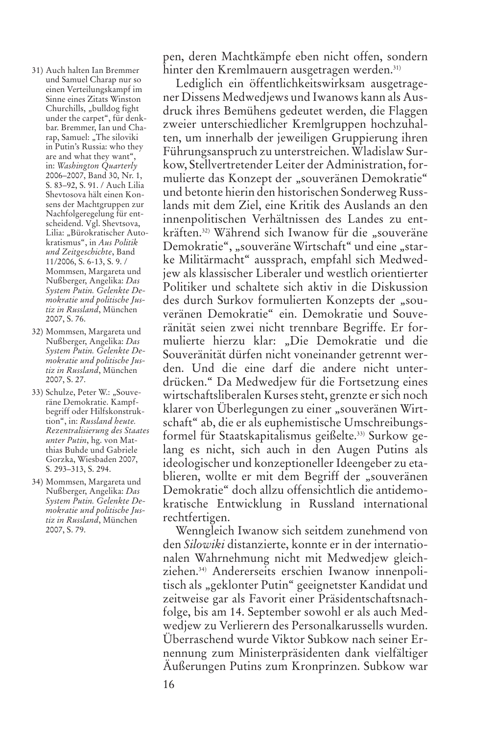pen, deren Machtkämpfe eben nicht offen, sondern hinter den Kremlmauern ausgetragen werden.[31)]

Lediglich ein öffentlichkeitswirksam ausgetragener Dissens Medwedjews und Iwanows kann als Ausdruck ihres Bemühens gedeutet werden, die Flaggen zweier unterschiedlicher Kremlgruppen hochzuhalten, um innerhalb der jeweiligen Gruppierung ihren Führungsanspruch zu unterstreichen. Wladislaw Surkow, Stellvertretender Leiter der Administration, formulierte das Konzept der „souveränen Demokratie" und betonte hierin den historischen Sonderweg Russlands mit dem Ziel, eine Kritik des Auslands an den innenpolitischen Verhältnissen des Landes zu entkräften.[32)] Während sich Iwanow für die „souveräne Demokratie", „souveräne Wirtschaft" und eine „starke Militärmacht" aussprach, empfahl sich Medwedjew als klassischer Liberaler und westlich orientierter Politiker und schaltete sich aktiv in die Diskussion des durch Surkov formulierten Konzepts der „souveränen Demokratie" ein. Demokratie und Souveränität seien zwei nicht trennbare Begriffe. Er formulierte hierzu klar: „Die Demokratie und die Souveränität dürfen nicht voneinander getrennt werden. Und die eine darf die andere nicht unterdrücken." Da Medwedjew für die Fortsetzung eines wirtschaftsliberalen Kurses steht, grenzte er sich noch klarer von Überlegungen zu einer „souveränen Wirtschaft" ab, die er als euphemistische Umschreibungsformel für Staatskapitalismus geißelte.[33)] Surkow gelang es nicht, sich auch in den Augen Putins als ideologischer und konzeptioneller Ideengeber zu etablieren, wollte er mit dem Begriff der „souveränen Demokratie" doch allzu offensichtlich die antidemokratische Entwicklung in Russland international rechtfertigen.

Wenngleich Iwanow sich seitdem zunehmend von den *Silowiki* distanzierte, konnte er in der internationalen Wahrnehmung nicht mit Medwedjew gleichziehen.[34)] Andererseits erschien Iwanow innenpolitisch als „geklonter Putin" geeignetster Kandidat und zeitweise gar als Favorit einer Präsidentschaftsnachfolge, bis am 14. September sowohl er als auch Medwedjew zu Verlierern des Personalkarussells wurden. Überraschend wurde Viktor Subkow nach seiner Ernennung zum Ministerpräsidenten dank vielfältiger Äußerungen Putins zum Kronprinzen. Subkow war

---

31) Auch halten Ian Bremmer und Samuel Charap nur so einen Verteilungskampf im Sinne eines Zitats Winston Churchills, „bulldog fight under the carpet", für denkbar. Bremmer, Ian und Charap, Samuel: „The siloviki in Putin's Russia: who they are and what they want", in: *Washington Quarterly* 2006–2007, Band 30, Nr. 1, S. 83–92, S. 91. / Auch Lilia Shevtsova hält einen Konsens der Machtgruppen zur Nachfolgeregelung für entscheidend. Vgl. Shevtsova, Lilia: „Bürokratischer Autokratismus", in *Aus Politik und Zeitgeschichte*, Band 11/2006, S. 6-13, S. 9. / Mommsen, Margareta und Nußberger, Angelika: *Das System Putin. Gelenkte Demokratie und politische Justiz in Russland*, München 2007, S. 76.

32) Mommsen, Margareta und Nußberger, Angelika: *Das System Putin. Gelenkte Demokratie und politische Justiz in Russland*, München 2007, S. 27.

33) Schulze, Peter W.: „Souveräne Demokratie. Kampfbegriff oder Hilfskonstruktion", in: *Russland heute. Rezentralisierung des Staates unter Putin*, hg. von Matthias Buhde und Gabriele Gorzka, Wiesbaden 2007, S. 293–313, S. 294.

34) Mommsen, Margareta und Nußberger, Angelika: *Das System Putin. Gelenkte Demokratie und politische Justiz in Russland*, München 2007, S. 79.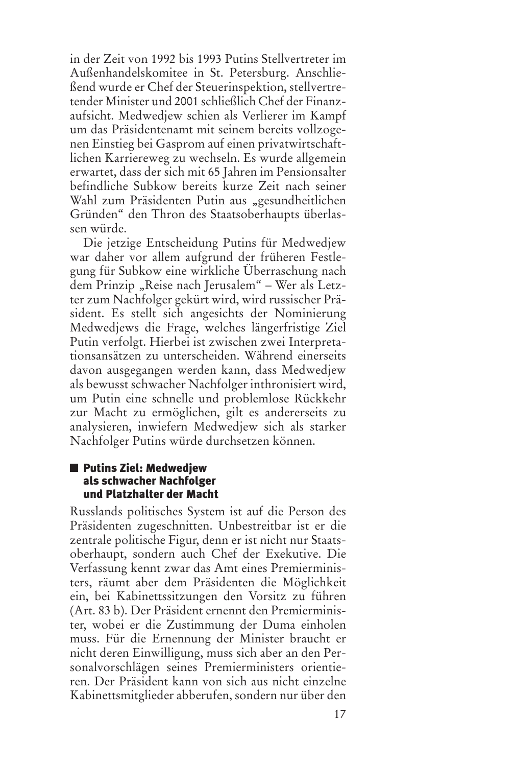in der Zeit von 1992 bis 1993 Putins Stellvertreter im Außenhandelskomitee in St. Petersburg. Anschließend wurde er Chef der Steuerinspektion, stellvertretender Minister und 2001 schließlich Chef der Finanzaufsicht. Medwedjew schien als Verlierer im Kampf um das Präsidentenamt mit seinem bereits vollzogenen Einstieg bei Gasprom auf einen privatwirtschaftlichen Karriereweg zu wechseln. Es wurde allgemein erwartet, dass der sich mit 65 Jahren im Pensionsalter befindliche Subkow bereits kurze Zeit nach seiner Wahl zum Präsidenten Putin aus „gesundheitlichen Gründen" den Thron des Staatsoberhaupts überlassen würde.

Die jetzige Entscheidung Putins für Medwedjew war daher vor allem aufgrund der früheren Festlegung für Subkow eine wirkliche Überraschung nach dem Prinzip „Reise nach Jerusalem" – Wer als Letzter zum Nachfolger gekürt wird, wird russischer Präsident. Es stellt sich angesichts der Nominierung Medwedjews die Frage, welches längerfristige Ziel Putin verfolgt. Hierbei ist zwischen zwei Interpretationsansätzen zu unterscheiden. Während einerseits davon ausgegangen werden kann, dass Medwedjew als bewusst schwacher Nachfolger inthronisiert wird, um Putin eine schnelle und problemlose Rückkehr zur Macht zu ermöglichen, gilt es andererseits zu analysieren, inwiefern Medwedjew sich als starker Nachfolger Putins würde durchsetzen können.

## Putins Ziel: Medwedjew als schwacher Nachfolger und Platzhalter der Macht

Russlands politisches System ist auf die Person des Präsidenten zugeschnitten. Unbestreitbar ist er die zentrale politische Figur, denn er ist nicht nur Staatsoberhaupt, sondern auch Chef der Exekutive. Die Verfassung kennt zwar das Amt eines Premierministers, räumt aber dem Präsidenten die Möglichkeit ein, bei Kabinettssitzungen den Vorsitz zu führen (Art. 83 b). Der Präsident ernennt den Premierminister, wobei er die Zustimmung der Duma einholen muss. Für die Ernennung der Minister braucht er nicht deren Einwilligung, muss sich aber an den Personalvorschlägen seines Premierministers orientieren. Der Präsident kann von sich aus nicht einzelne Kabinettsmitglieder abberufen, sondern nur über den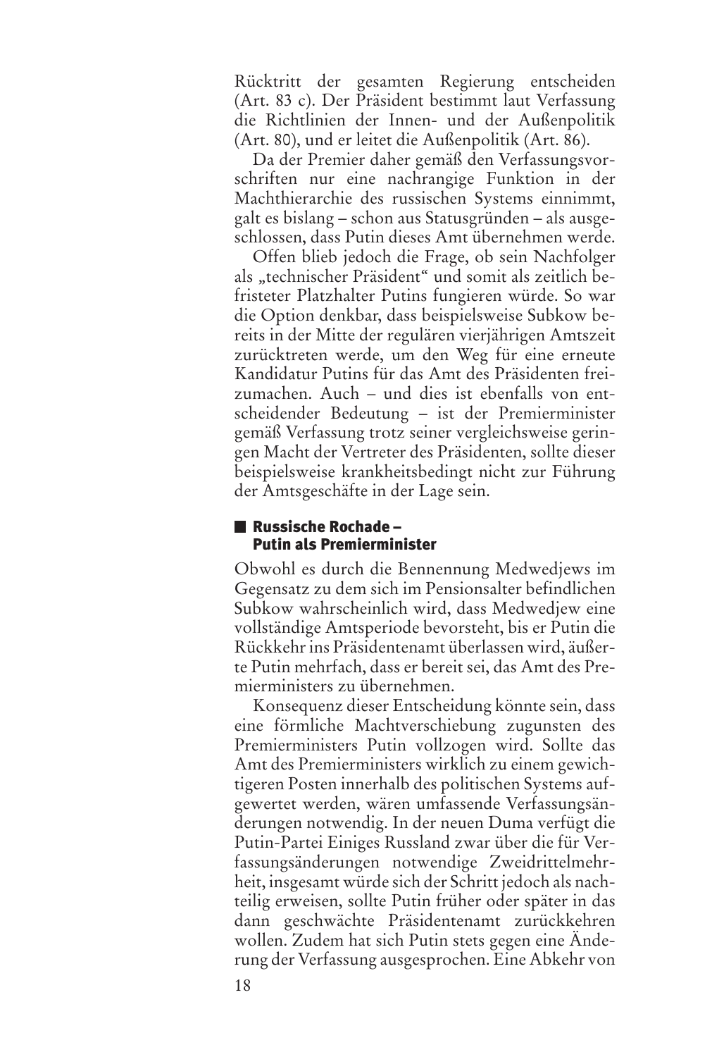Rücktritt der gesamten Regierung entscheiden (Art. 83 c). Der Präsident bestimmt laut Verfassung die Richtlinien der Innen- und der Außenpolitik (Art. 80), und er leitet die Außenpolitik (Art. 86).

Da der Premier daher gemäß den Verfassungsvorschriften nur eine nachrangige Funktion in der Machthierarchie des russischen Systems einnimmt, galt es bislang – schon aus Statusgründen – als ausgeschlossen, dass Putin dieses Amt übernehmen werde.

Offen blieb jedoch die Frage, ob sein Nachfolger als „technischer Präsident" und somit als zeitlich befristeter Platzhalter Putins fungieren würde. So war die Option denkbar, dass beispielsweise Subkow bereits in der Mitte der regulären vierjährigen Amtszeit zurücktreten werde, um den Weg für eine erneute Kandidatur Putins für das Amt des Präsidenten freizumachen. Auch – und dies ist ebenfalls von entscheidender Bedeutung – ist der Premierminister gemäß Verfassung trotz seiner vergleichsweise geringen Macht der Vertreter des Präsidenten, sollte dieser beispielsweise krankheitsbedingt nicht zur Führung der Amtsgeschäfte in der Lage sein.

## Russische Rochade – Putin als Premierminister

Obwohl es durch die Bennennung Medwedjews im Gegensatz zu dem sich im Pensionsalter befindlichen Subkow wahrscheinlich wird, dass Medwedjew eine vollständige Amtsperiode bevorsteht, bis er Putin die Rückkehr ins Präsidentenamt überlassen wird, äußerte Putin mehrfach, dass er bereit sei, das Amt des Premierministers zu übernehmen.

Konsequenz dieser Entscheidung könnte sein, dass eine förmliche Machtverschiebung zugunsten des Premierministers Putin vollzogen wird. Sollte das Amt des Premierministers wirklich zu einem gewichtigeren Posten innerhalb des politischen Systems aufgewertet werden, wären umfassende Verfassungsänderungen notwendig. In der neuen Duma verfügt die Putin-Partei Einiges Russland zwar über die für Verfassungsänderungen notwendige Zweidrittelmehrheit, insgesamt würde sich der Schritt jedoch als nachteilig erweisen, sollte Putin früher oder später in das dann geschwächte Präsidentenamt zurückkehren wollen. Zudem hat sich Putin stets gegen eine Änderung der Verfassung ausgesprochen. Eine Abkehr von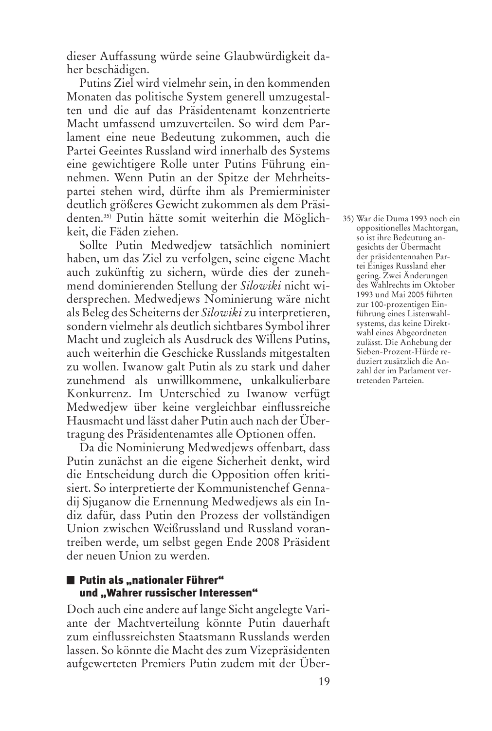dieser Auffassung würde seine Glaubwürdigkeit daher beschädigen.

Putins Ziel wird vielmehr sein, in den kommenden Monaten das politische System generell umzugestalten und die auf das Präsidentenamt konzentrierte Macht umfassend umzuverteilen. So wird dem Parlament eine neue Bedeutung zukommen, auch die Partei Geeintes Russland wird innerhalb des Systems eine gewichtigere Rolle unter Putins Führung einnehmen. Wenn Putin an der Spitze der Mehrheitspartei stehen wird, dürfte ihm als Premierminister deutlich größeres Gewicht zukommen als dem Präsidenten.[35] Putin hätte somit weiterhin die Möglichkeit, die Fäden ziehen.

Sollte Putin Medwedjew tatsächlich nominiert haben, um das Ziel zu verfolgen, seine eigene Macht auch zukünftig zu sichern, würde dies der zunehmend dominierenden Stellung der *Silowiki* nicht widersprechen. Medwedjews Nominierung wäre nicht als Beleg des Scheiterns der *Silowiki* zu interpretieren, sondern vielmehr als deutlich sichtbares Symbol ihrer Macht und zugleich als Ausdruck des Willens Putins, auch weiterhin die Geschicke Russlands mitgestalten zu wollen. Iwanow galt Putin als zu stark und daher zunehmend als unwillkommene, unkalkulierbare Konkurrenz. Im Unterschied zu Iwanow verfügt Medwedjew über keine vergleichbar einflussreiche Hausmacht und lässt daher Putin auch nach der Übertragung des Präsidentenamtes alle Optionen offen.

Da die Nominierung Medwedjews offenbart, dass Putin zunächst an die eigene Sicherheit denkt, wird die Entscheidung durch die Opposition offen kritisiert. So interpretierte der Kommunistenchef Gennadij Sjuganow die Ernennung Medwedjews als ein Indiz dafür, dass Putin den Prozess der vollständigen Union zwischen Weißrussland und Russland vorantreiben werde, um selbst gegen Ende 2008 Präsident der neuen Union zu werden.

### Putin als „nationaler Führer" und „Wahrer russischer Interessen"

Doch auch eine andere auf lange Sicht angelegte Variante der Machtverteilung könnte Putin dauerhaft zum einflussreichsten Staatsmann Russlands werden lassen. So könnte die Macht des zum Vizepräsidenten aufgewerteten Premiers Putin zudem mit der Über-

35) War die Duma 1993 noch ein oppositionelles Machtorgan, so ist ihre Bedeutung angesichts der Übermacht der präsidentennahen Partei Einiges Russland eher gering. Zwei Änderungen des Wahlrechts im Oktober 1993 und Mai 2005 führten zur 100-prozentigen Einführung eines Listenwahlsystems, das keine Direktwahl eines Abgeordneten zulässt. Die Anhebung der Sieben-Prozent-Hürde reduziert zusätzlich die Anzahl der im Parlament vertretenden Parteien.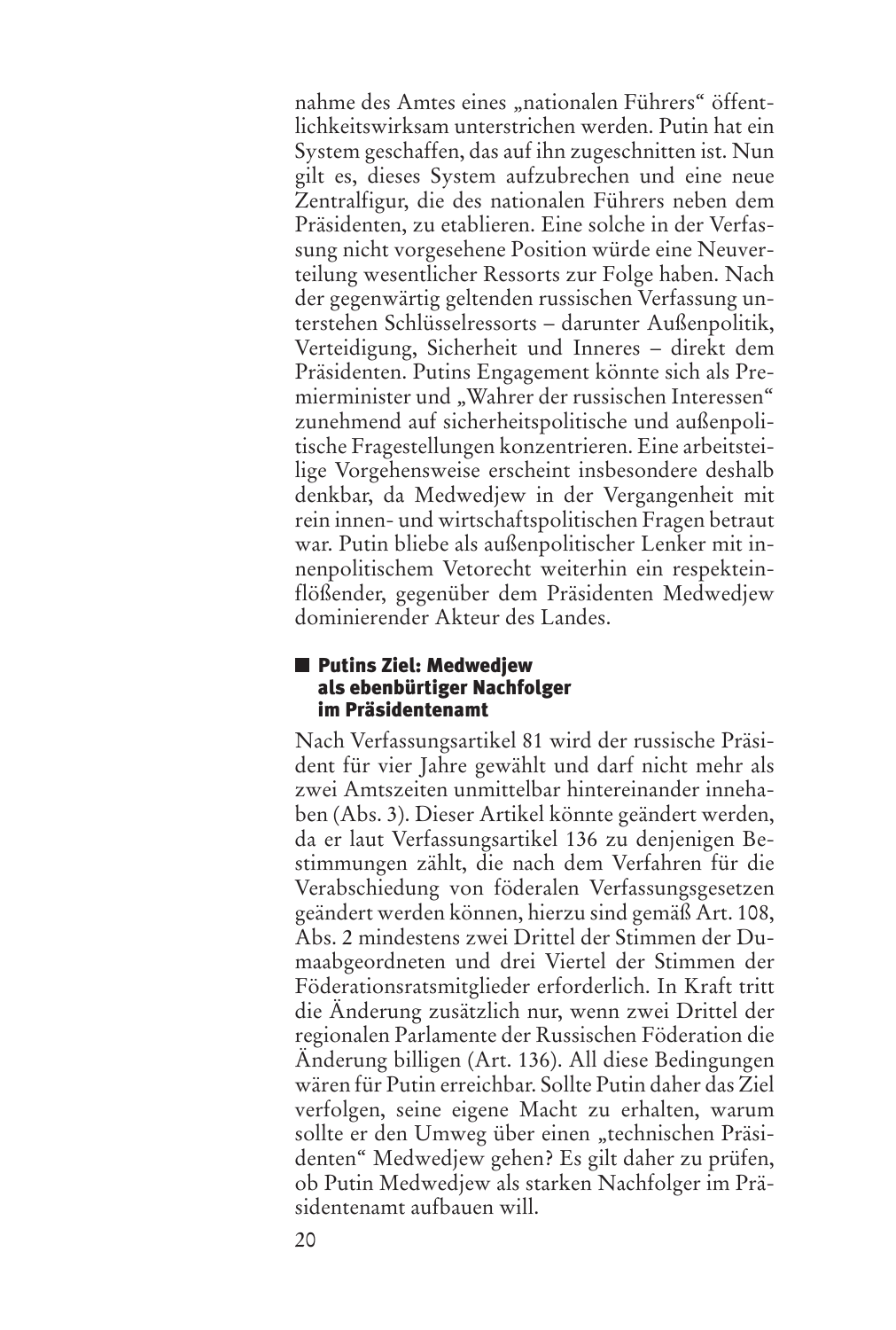nahme des Amtes eines „nationalen Führers" öffentlichkeitswirksam unterstrichen werden. Putin hat ein System geschaffen, das auf ihn zugeschnitten ist. Nun gilt es, dieses System aufzubrechen und eine neue Zentralfigur, die des nationalen Führers neben dem Präsidenten, zu etablieren. Eine solche in der Verfassung nicht vorgesehene Position würde eine Neuverteilung wesentlicher Ressorts zur Folge haben. Nach der gegenwärtig geltenden russischen Verfassung unterstehen Schlüsselressorts – darunter Außenpolitik, Verteidigung, Sicherheit und Inneres – direkt dem Präsidenten. Putins Engagement könnte sich als Premierminister und „Wahrer der russischen Interessen" zunehmend auf sicherheitspolitische und außenpolitische Fragestellungen konzentrieren. Eine arbeitsteilige Vorgehensweise erscheint insbesondere deshalb denkbar, da Medwedjew in der Vergangenheit mit rein innen- und wirtschaftspolitischen Fragen betraut war. Putin bliebe als außenpolitischer Lenker mit innenpolitischem Vetorecht weiterhin ein respekteinflößender, gegenüber dem Präsidenten Medwedjew dominierender Akteur des Landes.

## Putins Ziel: Medwedjew als ebenbürtiger Nachfolger im Präsidentenamt

Nach Verfassungsartikel 81 wird der russische Präsident für vier Jahre gewählt und darf nicht mehr als zwei Amtszeiten unmittelbar hintereinander innehaben (Abs. 3). Dieser Artikel könnte geändert werden, da er laut Verfassungsartikel 136 zu denjenigen Bestimmungen zählt, die nach dem Verfahren für die Verabschiedung von föderalen Verfassungsgesetzen geändert werden können, hierzu sind gemäß Art. 108, Abs. 2 mindestens zwei Drittel der Stimmen der Dumaabgeordneten und drei Viertel der Stimmen der Föderationsratsmitglieder erforderlich. In Kraft tritt die Änderung zusätzlich nur, wenn zwei Drittel der regionalen Parlamente der Russischen Föderation die Änderung billigen (Art. 136). All diese Bedingungen wären für Putin erreichbar. Sollte Putin daher das Ziel verfolgen, seine eigene Macht zu erhalten, warum sollte er den Umweg über einen „technischen Präsidenten" Medwedjew gehen? Es gilt daher zu prüfen, ob Putin Medwedjew als starken Nachfolger im Präsidentenamt aufbauen will.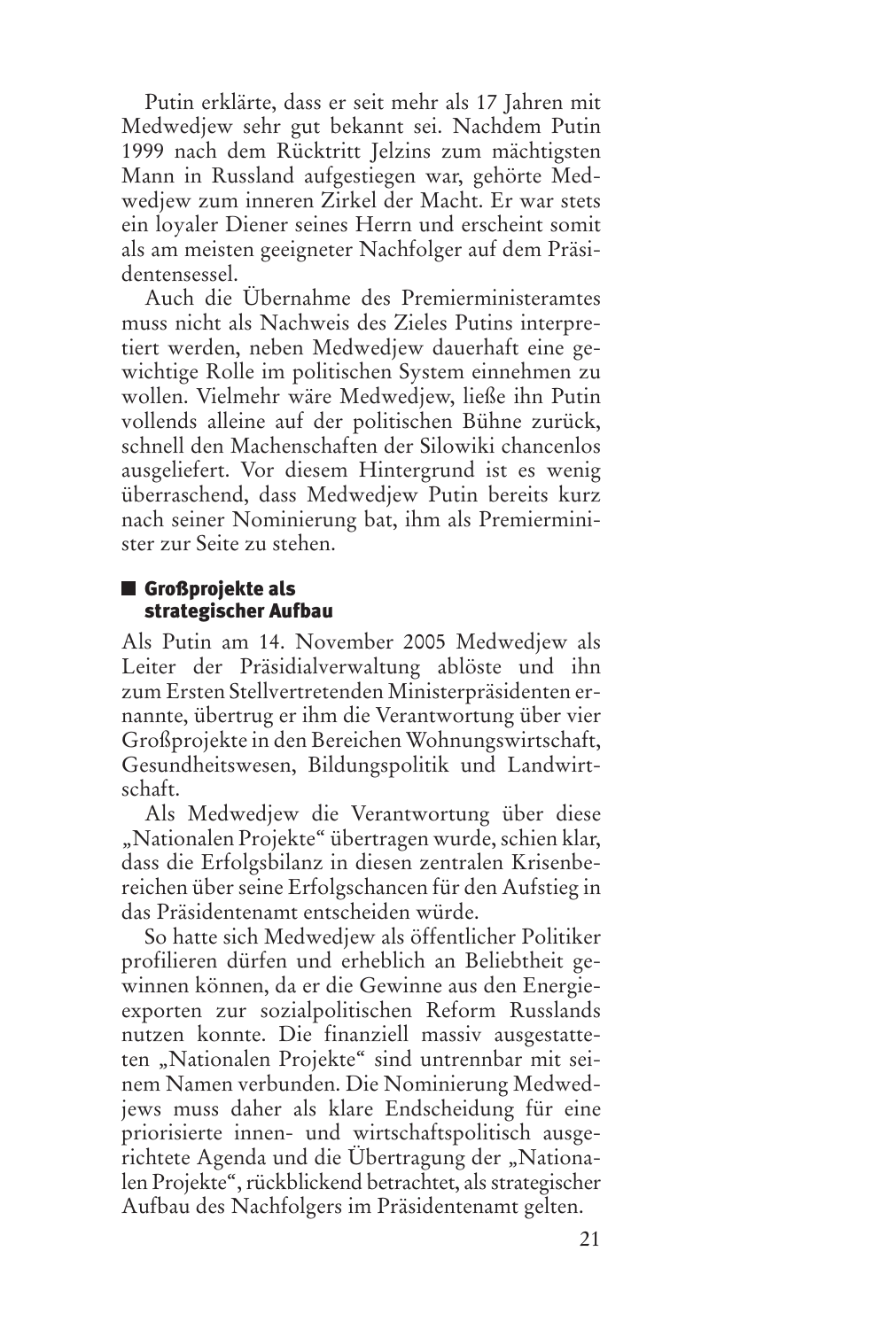Putin erklärte, dass er seit mehr als 17 Jahren mit Medwedjew sehr gut bekannt sei. Nachdem Putin 1999 nach dem Rücktritt Jelzins zum mächtigsten Mann in Russland aufgestiegen war, gehörte Medwedjew zum inneren Zirkel der Macht. Er war stets ein loyaler Diener seines Herrn und erscheint somit als am meisten geeigneter Nachfolger auf dem Präsidentensessel.

Auch die Übernahme des Premierministeramtes muss nicht als Nachweis des Zieles Putins interpretiert werden, neben Medwedjew dauerhaft eine gewichtige Rolle im politischen System einnehmen zu wollen. Vielmehr wäre Medwedjew, ließe ihn Putin vollends alleine auf der politischen Bühne zurück, schnell den Machenschaften der Silowiki chancenlos ausgeliefert. Vor diesem Hintergrund ist es wenig überraschend, dass Medwedjew Putin bereits kurz nach seiner Nominierung bat, ihm als Premierminister zur Seite zu stehen.

## Großprojekte als strategischer Aufbau

Als Putin am 14. November 2005 Medwedjew als Leiter der Präsidialverwaltung ablöste und ihn zum Ersten Stellvertretenden Ministerpräsidenten ernannte, übertrug er ihm die Verantwortung über vier Großprojekte in den Bereichen Wohnungswirtschaft, Gesundheitswesen, Bildungspolitik und Landwirtschaft.

Als Medwedjew die Verantwortung über diese „Nationalen Projekte" übertragen wurde, schien klar, dass die Erfolgsbilanz in diesen zentralen Krisenbereichen über seine Erfolgschancen für den Aufstieg in das Präsidentenamt entscheiden würde.

So hatte sich Medwedjew als öffentlicher Politiker profilieren dürfen und erheblich an Beliebtheit gewinnen können, da er die Gewinne aus den Energieexporten zur sozialpolitischen Reform Russlands nutzen konnte. Die finanziell massiv ausgestatteten „Nationalen Projekte" sind untrennbar mit seinem Namen verbunden. Die Nominierung Medwedjews muss daher als klare Endscheidung für eine priorisierte innen- und wirtschaftspolitisch ausgerichtete Agenda und die Übertragung der „Nationalen Projekte", rückblickend betrachtet, als strategischer Aufbau des Nachfolgers im Präsidentenamt gelten.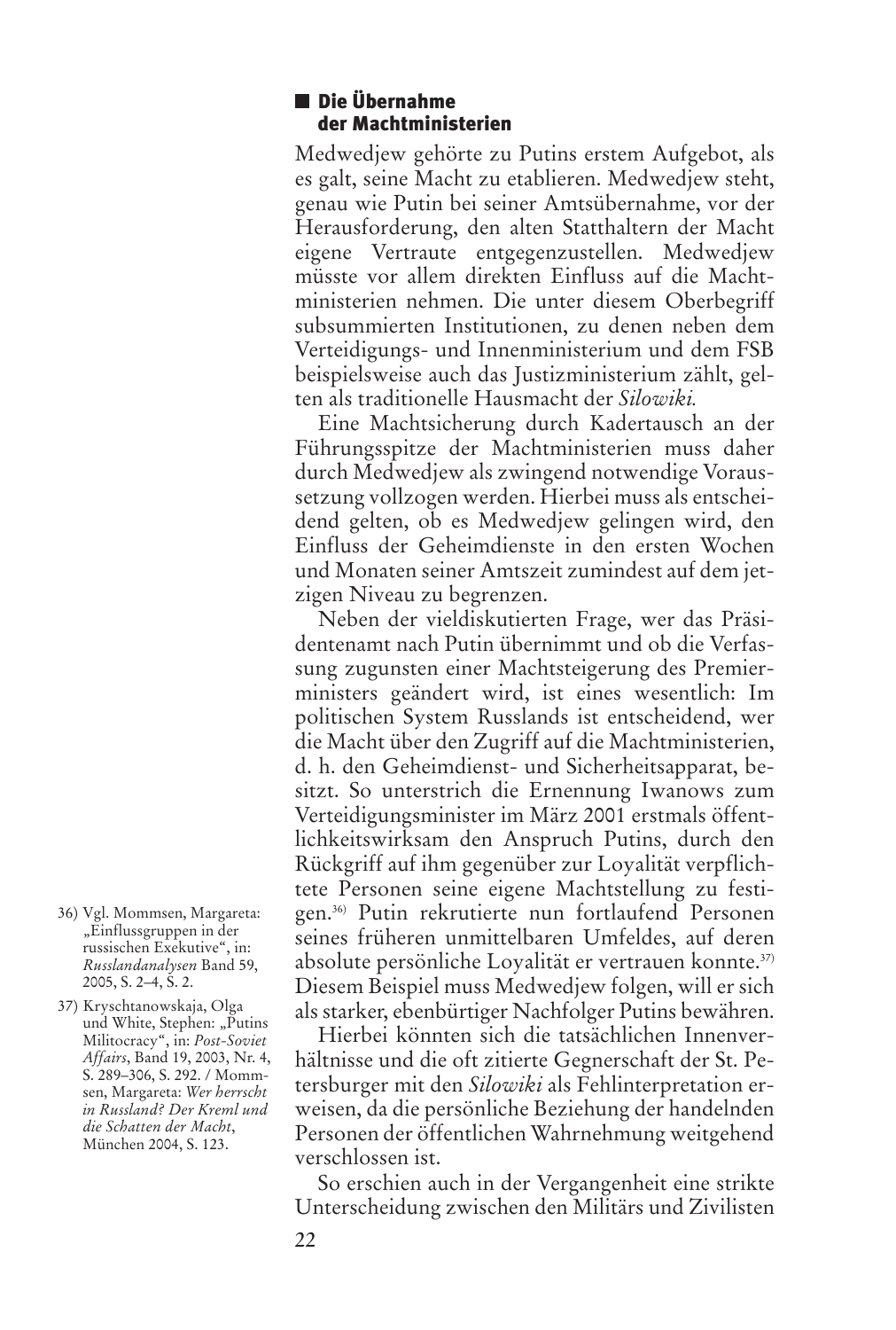## Die Übernahme der Machtministerien

Medwedjew gehörte zu Putins erstem Aufgebot, als es galt, seine Macht zu etablieren. Medwedjew steht, genau wie Putin bei seiner Amtsübernahme, vor der Herausforderung, den alten Statthaltern der Macht eigene Vertraute entgegenzustellen. Medwedjew müsste vor allem direkten Einfluss auf die Machtministerien nehmen. Die unter diesem Oberbegriff subsummierten Institutionen, zu denen neben dem Verteidigungs- und Innenministerium und dem FSB beispielsweise auch das Justizministerium zählt, gelten als traditionelle Hausmacht der *Silowiki.*

Eine Machtsicherung durch Kadertausch an der Führungsspitze der Machtministerien muss daher durch Medwedjew als zwingend notwendige Voraussetzung vollzogen werden. Hierbei muss als entscheidend gelten, ob es Medwedjew gelingen wird, den Einfluss der Geheimdienste in den ersten Wochen und Monaten seiner Amtszeit zumindest auf dem jetzigen Niveau zu begrenzen.

Neben der vieldiskutierten Frage, wer das Präsidentenamt nach Putin übernimmt und ob die Verfassung zugunsten einer Machtsteigerung des Premierministers geändert wird, ist eines wesentlich: Im politischen System Russlands ist entscheidend, wer die Macht über den Zugriff auf die Machtministerien, d. h. den Geheimdienst- und Sicherheitsapparat, besitzt. So unterstrich die Ernennung Iwanows zum Verteidigungsminister im März 2001 erstmals öffentlichkeitswirksam den Anspruch Putins, durch den Rückgriff auf ihm gegenüber zur Loyalität verpflichtete Personen seine eigene Machtstellung zu festigen.[36] Putin rekrutierte nun fortlaufend Personen seines früheren unmittelbaren Umfeldes, auf deren absolute persönliche Loyalität er vertrauen konnte.[37] Diesem Beispiel muss Medwedjew folgen, will er sich als starker, ebenbürtiger Nachfolger Putins bewähren.

Hierbei könnten sich die tatsächlichen Innenverhältnisse und die oft zitierte Gegnerschaft der St. Petersburger mit den *Silowiki* als Fehlinterpretation erweisen, da die persönliche Beziehung der handelnden Personen der öffentlichen Wahrnehmung weitgehend verschlossen ist.

So erschien auch in der Vergangenheit eine strikte Unterscheidung zwischen den Militärs und Zivilisten

36) Vgl. Mommsen, Margareta: „Einflussgruppen in der russischen Exekutive", in: *Russlandanalysen* Band 59, 2005, S. 2–4, S. 2.

37) Kryschtanowskaja, Olga und White, Stephen: „Putins Militocracy", in: *Post-Soviet Affairs*, Band 19, 2003, Nr. 4, S. 289–306, S. 292. / Mommsen, Margareta: *Wer herrscht in Russland? Der Kreml und die Schatten der Macht*, München 2004, S. 123.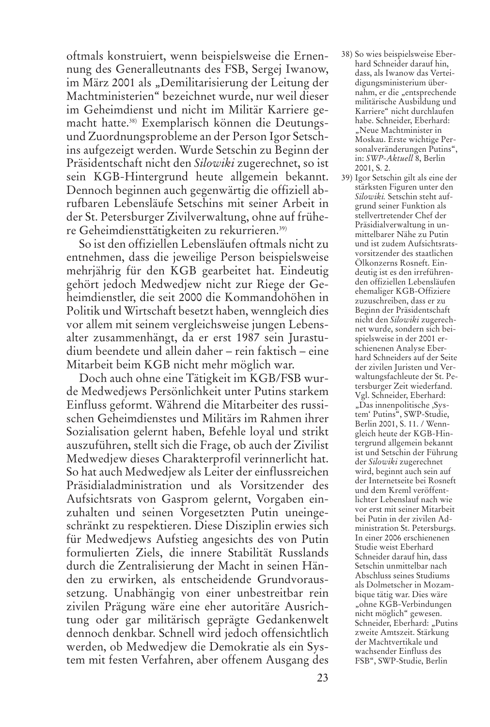oftmals konstruiert, wenn beispielsweise die Ernennung des Generalleutnants des FSB, Sergej Iwanow, im März 2001 als „Demilitarisierung der Leitung der Machtministerien" bezeichnet wurde, nur weil dieser im Geheimdienst und nicht im Militär Karriere gemacht hatte.[38] Exemplarisch können die Deutungs- und Zuordnungsprobleme an der Person Igor Setschins aufgezeigt werden. Wurde Setschin zu Beginn der Präsidentschaft nicht den *Silowiki* zugerechnet, so ist sein KGB-Hintergrund heute allgemein bekannt. Dennoch beginnen auch gegenwärtig die offiziell abrufbaren Lebensläufe Setschins mit seiner Arbeit in der St. Petersburger Zivilverwaltung, ohne auf frühere Geheimdiensttätigkeiten zu rekurrieren.[39]

So ist den offiziellen Lebensläufen oftmals nicht zu entnehmen, dass die jeweilige Person beispielsweise mehrjährig für den KGB gearbeitet hat. Eindeutig gehört jedoch Medwedjew nicht zur Riege der Geheimdienstler, die seit 2000 die Kommandohöhen in Politik und Wirtschaft besetzt haben, wenngleich dies vor allem mit seinem vergleichsweise jungen Lebensalter zusammenhängt, da er erst 1987 sein Jurastudium beendete und allein daher – rein faktisch – eine Mitarbeit beim KGB nicht mehr möglich war.

Doch auch ohne eine Tätigkeit im KGB/FSB wurde Medwedjews Persönlichkeit unter Putins starkem Einfluss geformt. Während die Mitarbeiter des russischen Geheimdienstes und Militärs im Rahmen ihrer Sozialisation gelernt haben, Befehle loyal und strikt auszuführen, stellt sich die Frage, ob auch der Zivilist Medwedjew dieses Charakterprofil verinnerlicht hat. So hat auch Medwedjew als Leiter der einflussreichen Präsidialadministration und als Vorsitzender des Aufsichtsrats von Gasprom gelernt, Vorgaben einzuhalten und seinen Vorgesetzten Putin uneingeschränkt zu respektieren. Diese Disziplin erwies sich für Medwedjews Aufstieg angesichts des von Putin formulierten Ziels, die innere Stabilität Russlands durch die Zentralisierung der Macht in seinen Händen zu erwirken, als entscheidende Grundvoraussetzung. Unabhängig von einer unbestreitbar rein zivilen Prägung wäre eine eher autoritäre Ausrichtung oder gar militärisch geprägte Gedankenwelt dennoch denkbar. Schnell wird jedoch offensichtlich werden, ob Medwedjew die Demokratie als ein System mit festen Verfahren, aber offenem Ausgang des

---

38) So wies beispielsweise Eberhard Schneider darauf hin, dass, als Iwanow das Verteidigungsministerium übernahm, er die „entsprechende militärische Ausbildung und Karriere" nicht durchlaufen habe. Schneider, Eberhard: „Neue Machtminister in Moskau. Erste wichtige Personalveränderungen Putins", in: *SWP-Aktuell* 8, Berlin 2001, S. 2.

39) Igor Setschin gilt als eine der stärksten Figuren unter den *Silowiki.* Setschin steht aufgrund seiner Funktion als stellvertretender Chef der Präsidialverwaltung in unmittelbarer Nähe zu Putin und ist zudem Aufsichtsratsvorsitzender des staatlichen Ölkonzerns Rosneft. Eindeutig ist es den irreführenden offiziellen Lebensläufen ehemaliger KGB-Offiziere zuzuschreiben, dass er zu Beginn der Präsidentschaft nicht den *Silowiki* zugerechnet wurde, sondern sich beispielsweise in der 2001 erschienenen Analyse Eberhard Schneiders auf der Seite der zivilen Juristen und Verwaltungsfachleute der St. Petersburger Zeit wiederfand. Vgl. Schneider, Eberhard: „Das innenpolitische ‚System' Putins", SWP-Studie, Berlin 2001, S. 11. / Wenngleich heute der KGB-Hintergrund allgemein bekannt ist und Setschin der Führung der *Silowiki* zugerechnet wird, beginnt auch sein auf der Internetseite bei Rosneft und dem Kreml veröffentlichter Lebenslauf nach wie vor erst mit seiner Mitarbeit bei Putin in der zivilen Administration St. Petersburgs. In einer 2006 erschienenen Studie weist Eberhard Schneider darauf hin, dass Setschin unmittelbar nach Abschluss seines Studiums als Dolmetscher in Mozambique tätig war. Dies wäre „ohne KGB-Verbindungen nicht möglich" gewesen. Schneider, Eberhard: „Putins zweite Amtszeit. Stärkung der Machtvertikale und wachsender Einfluss des FSB", SWP-Studie, Berlin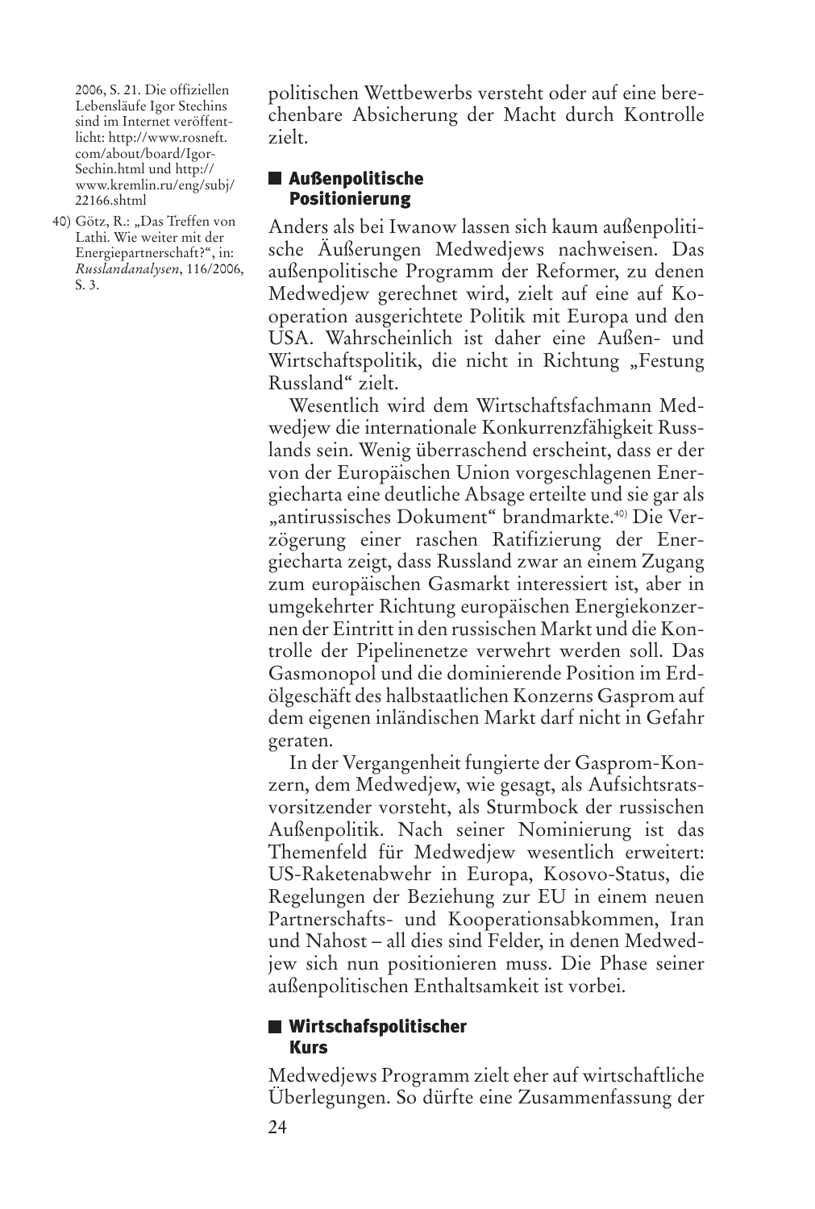politischen Wettbewerbs versteht oder auf eine berechenbare Absicherung der Macht durch Kontrolle zielt.

## Außenpolitische Positionierung

Anders als bei Iwanow lassen sich kaum außenpolitische Äußerungen Medwedjews nachweisen. Das außenpolitische Programm der Reformer, zu denen Medwedjew gerechnet wird, zielt auf eine auf Kooperation ausgerichtete Politik mit Europa und den USA. Wahrscheinlich ist daher eine Außen- und Wirtschaftspolitik, die nicht in Richtung „Festung Russland" zielt.

Wesentlich wird dem Wirtschaftsfachmann Medwedjew die internationale Konkurrenzfähigkeit Russlands sein. Wenig überraschend erscheint, dass er der von der Europäischen Union vorgeschlagenen Energiecharta eine deutliche Absage erteilte und sie gar als „antirussisches Dokument" brandmarkte.[40] Die Verzögerung einer raschen Ratifizierung der Energiecharta zeigt, dass Russland zwar an einem Zugang zum europäischen Gasmarkt interessiert ist, aber in umgekehrter Richtung europäischen Energiekonzernen der Eintritt in den russischen Markt und die Kontrolle der Pipelinenetze verwehrt werden soll. Das Gasmonopol und die dominierende Position im Erdölgeschäft des halbstaatlichen Konzerns Gasprom auf dem eigenen inländischen Markt darf nicht in Gefahr geraten.

In der Vergangenheit fungierte der Gasprom-Konzern, dem Medwedjew, wie gesagt, als Aufsichtsratsvorsitzender vorsteht, als Sturmbock der russischen Außenpolitik. Nach seiner Nominierung ist das Themenfeld für Medwedjew wesentlich erweitert: US-Raketenabwehr in Europa, Kosovo-Status, die Regelungen der Beziehung zur EU in einem neuen Partnerschafts- und Kooperationsabkommen, Iran und Nahost – all dies sind Felder, in denen Medwedjew sich nun positionieren muss. Die Phase seiner außenpolitischen Enthaltsamkeit ist vorbei.

## Wirtschafspolitischer Kurs

Medwedjews Programm zielt eher auf wirtschaftliche Überlegungen. So dürfte eine Zusammenfassung der

---

2006, S. 21. Die offiziellen Lebensläufe Igor Stechins sind im Internet veröffentlicht: http://www.rosneft.com/about/board/Igor-Sechin.html und http://www.kremlin.ru/eng/subj/22166.shtml

40) Götz, R.: „Das Treffen von Lathi. Wie weiter mit der Energiepartnerschaft?", in: *Russlandanalysen*, 116/2006, S. 3.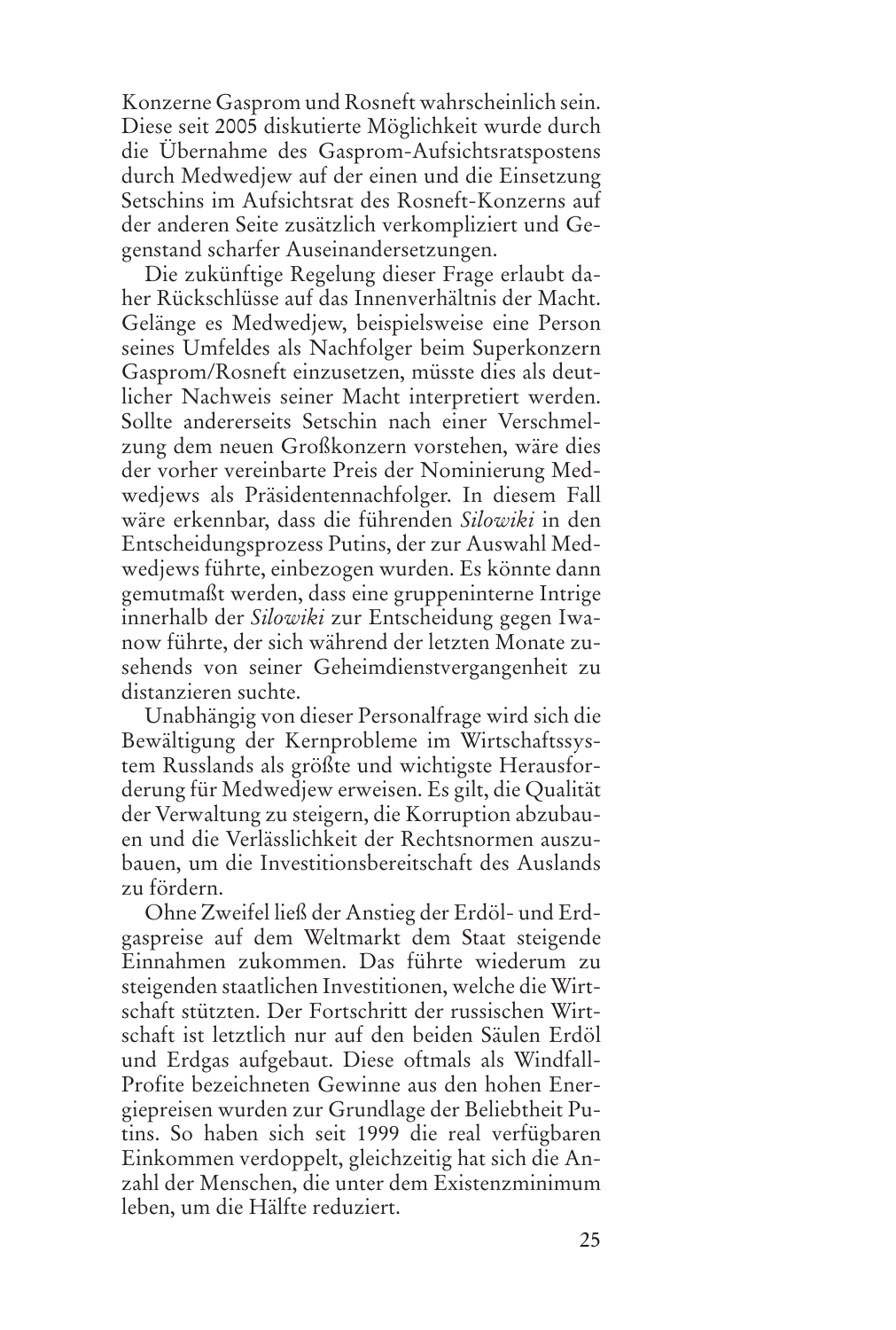Konzerne Gasprom und Rosneft wahrscheinlich sein. Diese seit 2005 diskutierte Möglichkeit wurde durch die Übernahme des Gasprom-Aufsichtsratspostens durch Medwedjew auf der einen und die Einsetzung Setschins im Aufsichtsrat des Rosneft-Konzerns auf der anderen Seite zusätzlich verkompliziert und Gegenstand scharfer Auseinandersetzungen.

Die zukünftige Regelung dieser Frage erlaubt daher Rückschlüsse auf das Innenverhältnis der Macht. Gelänge es Medwedjew, beispielsweise eine Person seines Umfeldes als Nachfolger beim Superkonzern Gasprom/Rosneft einzusetzen, müsste dies als deutlicher Nachweis seiner Macht interpretiert werden. Sollte andererseits Setschin nach einer Verschmelzung dem neuen Großkonzern vorstehen, wäre dies der vorher vereinbarte Preis der Nominierung Medwedjews als Präsidentennachfolger. In diesem Fall wäre erkennbar, dass die führenden *Silowiki* in den Entscheidungsprozess Putins, der zur Auswahl Medwedjews führte, einbezogen wurden. Es könnte dann gemutmaßt werden, dass eine gruppeninterne Intrige innerhalb der *Silowiki* zur Entscheidung gegen Iwanow führte, der sich während der letzten Monate zusehends von seiner Geheimdienstvergangenheit zu distanzieren suchte.

Unabhängig von dieser Personalfrage wird sich die Bewältigung der Kernprobleme im Wirtschaftssystem Russlands als größte und wichtigste Herausforderung für Medwedjew erweisen. Es gilt, die Qualität der Verwaltung zu steigern, die Korruption abzubauen und die Verlässlichkeit der Rechtsnormen auszubauen, um die Investitionsbereitschaft des Auslands zu fördern.

Ohne Zweifel ließ der Anstieg der Erdöl- und Erdgaspreise auf dem Weltmarkt dem Staat steigende Einnahmen zukommen. Das führte wiederum zu steigenden staatlichen Investitionen, welche die Wirtschaft stützten. Der Fortschritt der russischen Wirtschaft ist letztlich nur auf den beiden Säulen Erdöl und Erdgas aufgebaut. Diese oftmals als Windfall-Profite bezeichneten Gewinne aus den hohen Energiepreisen wurden zur Grundlage der Beliebtheit Putins. So haben sich seit 1999 die real verfügbaren Einkommen verdoppelt, gleichzeitig hat sich die Anzahl der Menschen, die unter dem Existenzminimum leben, um die Hälfte reduziert.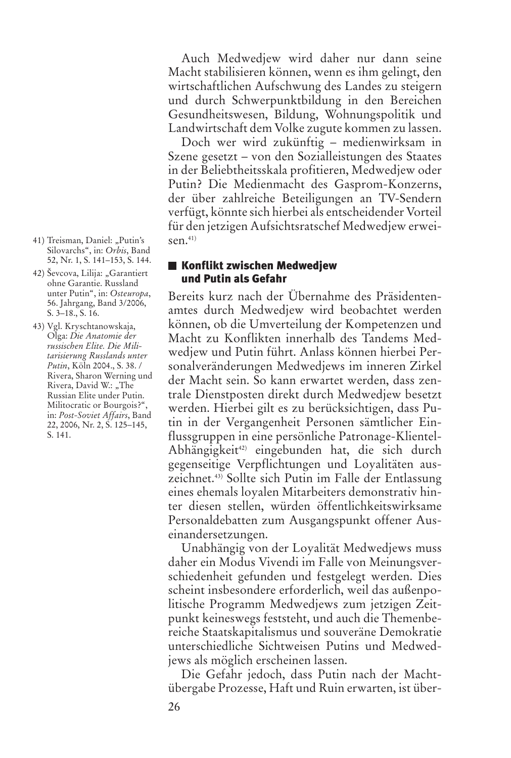Auch Medwedjew wird daher nur dann seine Macht stabilisieren können, wenn es ihm gelingt, den wirtschaftlichen Aufschwung des Landes zu steigern und durch Schwerpunktbildung in den Bereichen Gesundheitswesen, Bildung, Wohnungspolitik und Landwirtschaft dem Volke zugute kommen zu lassen.

Doch wer wird zukünftig – medienwirksam in Szene gesetzt – von den Sozialleistungen des Staates in der Beliebtheitsskala profitieren, Medwedjew oder Putin? Die Medienmacht des Gasprom-Konzerns, der über zahlreiche Beteiligungen an TV-Sendern verfügt, könnte sich hierbei als entscheidender Vorteil für den jetzigen Aufsichtsratschef Medwedjew erweisen.[41]

## Konflikt zwischen Medwedjew und Putin als Gefahr

Bereits kurz nach der Übernahme des Präsidentenamtes durch Medwedjew wird beobachtet werden können, ob die Umverteilung der Kompetenzen und Macht zu Konflikten innerhalb des Tandems Medwedjew und Putin führt. Anlass können hierbei Personalveränderungen Medwedjews im inneren Zirkel der Macht sein. So kann erwartet werden, dass zentrale Dienstposten direkt durch Medwedjew besetzt werden. Hierbei gilt es zu berücksichtigen, dass Putin in der Vergangenheit Personen sämtlicher Einflussgruppen in eine persönliche Patronage-Klientel-Abhängigkeit[42] eingebunden hat, die sich durch gegenseitige Verpflichtungen und Loyalitäten auszeichnet.[43] Sollte sich Putin im Falle der Entlassung eines ehemals loyalen Mitarbeiters demonstrativ hinter diesen stellen, würden öffentlichkeitswirksame Personaldebatten zum Ausgangspunkt offener Auseinandersetzungen.

Unabhängig von der Loyalität Medwedjews muss daher ein Modus Vivendi im Falle von Meinungsverschiedenheit gefunden und festgelegt werden. Dies scheint insbesondere erforderlich, weil das außenpolitische Programm Medwedjews zum jetzigen Zeitpunkt keineswegs feststeht, und auch die Themenbereiche Staatskapitalismus und souveräne Demokratie unterschiedliche Sichtweisen Putins und Medwedjews als möglich erscheinen lassen.

Die Gefahr jedoch, dass Putin nach der Machtübergabe Prozesse, Haft und Ruin erwarten, ist über-

---

41) Treisman, Daniel: „Putin's Silovarchs", in: *Orbis*, Band 52, Nr. 1, S. 141–153, S. 144.

42) Ševcova, Lilija: „Garantiert ohne Garantie. Russland unter Putin", in: *Osteuropa*, 56. Jahrgang, Band 3/2006, S. 3–18., S. 16.

43) Vgl. Kryschtanowskaja, Olga: *Die Anatomie der russischen Elite. Die Militarisierung Russlands unter Putin*, Köln 2004., S. 38. / Rivera, Sharon Werning und Rivera, David W.: „The Russian Elite under Putin. Militocratic or Bourgois?", in: *Post-Soviet Affairs*, Band 22, 2006, Nr. 2, S. 125–145, S. 141.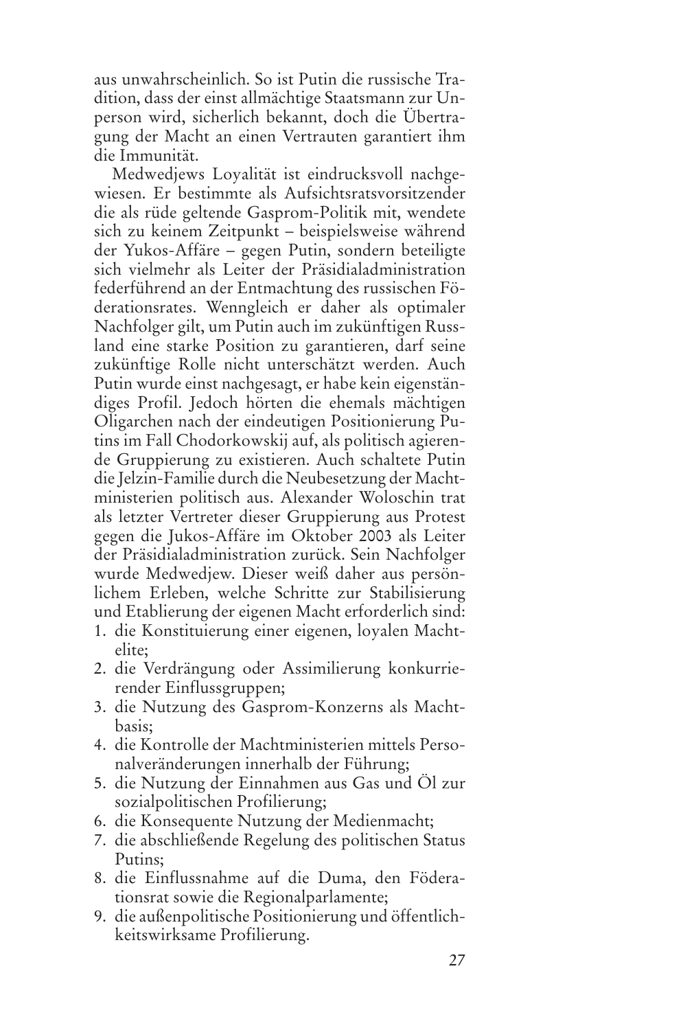aus unwahrscheinlich. So ist Putin die russische Tradition, dass der einst allmächtige Staatsmann zur Unperson wird, sicherlich bekannt, doch die Übertragung der Macht an einen Vertrauten garantiert ihm die Immunität.

Medwedjews Loyalität ist eindrucksvoll nachgewiesen. Er bestimmte als Aufsichtsratsvorsitzender die als rüde geltende Gasprom-Politik mit, wendete sich zu keinem Zeitpunkt – beispielsweise während der Yukos-Affäre – gegen Putin, sondern beteiligte sich vielmehr als Leiter der Präsidialadministration federführend an der Entmachtung des russischen Föderationsrates. Wenngleich er daher als optimaler Nachfolger gilt, um Putin auch im zukünftigen Russland eine starke Position zu garantieren, darf seine zukünftige Rolle nicht unterschätzt werden. Auch Putin wurde einst nachgesagt, er habe kein eigenständiges Profil. Jedoch hörten die ehemals mächtigen Oligarchen nach der eindeutigen Positionierung Putins im Fall Chodorkowskij auf, als politisch agierende Gruppierung zu existieren. Auch schaltete Putin die Jelzin-Familie durch die Neubesetzung der Machtministerien politisch aus. Alexander Woloschin trat als letzter Vertreter dieser Gruppierung aus Protest gegen die Jukos-Affäre im Oktober 2003 als Leiter der Präsidialadministration zurück. Sein Nachfolger wurde Medwedjew. Dieser weiß daher aus persönlichem Erleben, welche Schritte zur Stabilisierung und Etablierung der eigenen Macht erforderlich sind:

1. die Konstituierung einer eigenen, loyalen Machtelite;
2. die Verdrängung oder Assimilierung konkurrierender Einflussgruppen;
3. die Nutzung des Gasprom-Konzerns als Machtbasis;
4. die Kontrolle der Machtministerien mittels Personalveränderungen innerhalb der Führung;
5. die Nutzung der Einnahmen aus Gas und Öl zur sozialpolitischen Profilierung;
6. die Konsequente Nutzung der Medienmacht;
7. die abschließende Regelung des politischen Status Putins;
8. die Einflussnahme auf die Duma, den Föderationsrat sowie die Regionalparlamente;
9. die außenpolitische Positionierung und öffentlichkeitswirksame Profilierung.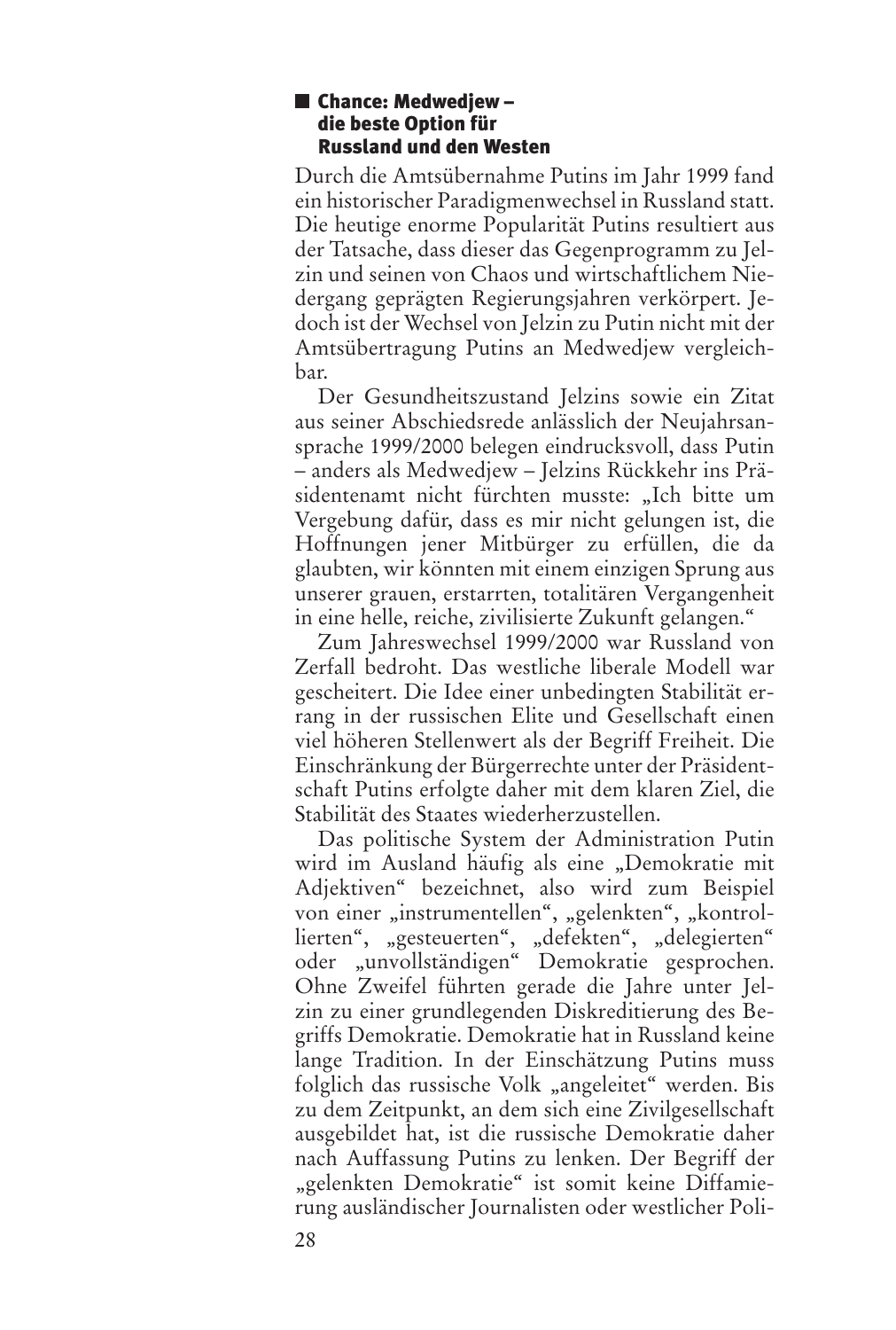### ■ Chance: Medwedjew – die beste Option für Russland und den Westen

Durch die Amtsübernahme Putins im Jahr 1999 fand ein historischer Paradigmenwechsel in Russland statt. Die heutige enorme Popularität Putins resultiert aus der Tatsache, dass dieser das Gegenprogramm zu Jelzin und seinen von Chaos und wirtschaftlichem Niedergang geprägten Regierungsjahren verkörpert. Jedoch ist der Wechsel von Jelzin zu Putin nicht mit der Amtsübertragung Putins an Medwedjew vergleichbar.

Der Gesundheitszustand Jelzins sowie ein Zitat aus seiner Abschiedsrede anlässlich der Neujahrsansprache 1999/2000 belegen eindrucksvoll, dass Putin – anders als Medwedjew – Jelzins Rückkehr ins Präsidentenamt nicht fürchten musste: „Ich bitte um Vergebung dafür, dass es mir nicht gelungen ist, die Hoffnungen jener Mitbürger zu erfüllen, die da glaubten, wir könnten mit einem einzigen Sprung aus unserer grauen, erstarrten, totalitären Vergangenheit in eine helle, reiche, zivilisierte Zukunft gelangen."

Zum Jahreswechsel 1999/2000 war Russland von Zerfall bedroht. Das westliche liberale Modell war gescheitert. Die Idee einer unbedingten Stabilität errang in der russischen Elite und Gesellschaft einen viel höheren Stellenwert als der Begriff Freiheit. Die Einschränkung der Bürgerrechte unter der Präsidentschaft Putins erfolgte daher mit dem klaren Ziel, die Stabilität des Staates wiederherzustellen.

Das politische System der Administration Putin wird im Ausland häufig als eine „Demokratie mit Adjektiven" bezeichnet, also wird zum Beispiel von einer „instrumentellen", „gelenkten", „kontrollierten", „gesteuerten", „defekten", „delegierten" oder „unvollständigen" Demokratie gesprochen. Ohne Zweifel führten gerade die Jahre unter Jelzin zu einer grundlegenden Diskreditierung des Begriffs Demokratie. Demokratie hat in Russland keine lange Tradition. In der Einschätzung Putins muss folglich das russische Volk „angeleitet" werden. Bis zu dem Zeitpunkt, an dem sich eine Zivilgesellschaft ausgebildet hat, ist die russische Demokratie daher nach Auffassung Putins zu lenken. Der Begriff der „gelenkten Demokratie" ist somit keine Diffamierung ausländischer Journalisten oder westlicher Poli-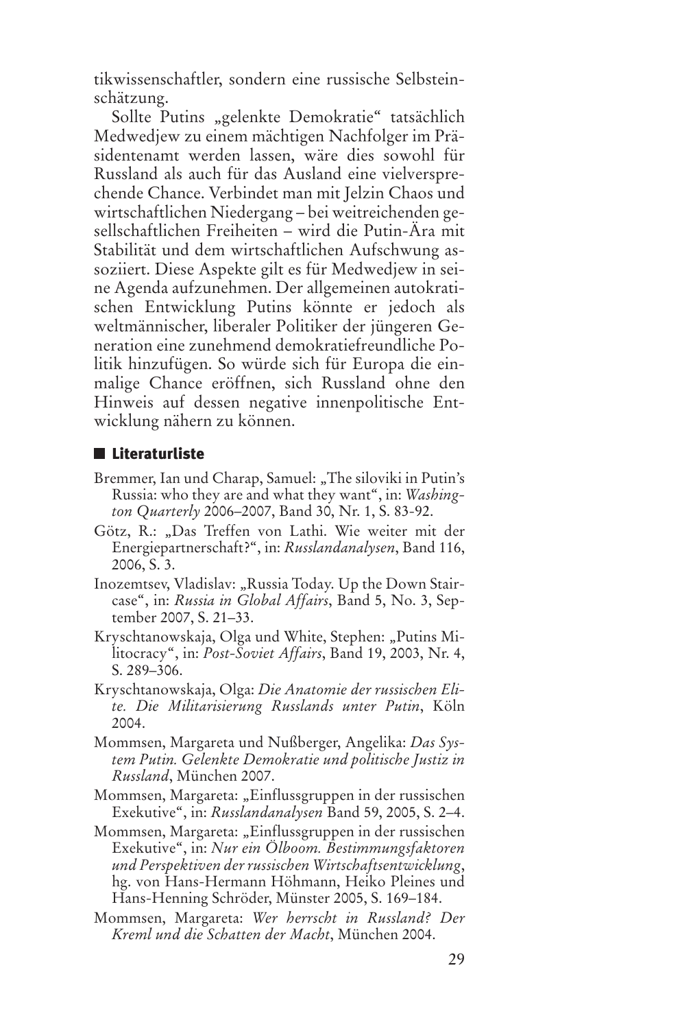tikwissenschaftler, sondern eine russische Selbsteinschätzung.

Sollte Putins „gelenkte Demokratie" tatsächlich Medwedjew zu einem mächtigen Nachfolger im Präsidentenamt werden lassen, wäre dies sowohl für Russland als auch für das Ausland eine vielversprechende Chance. Verbindet man mit Jelzin Chaos und wirtschaftlichen Niedergang – bei weitreichenden gesellschaftlichen Freiheiten – wird die Putin-Ära mit Stabilität und dem wirtschaftlichen Aufschwung assoziiert. Diese Aspekte gilt es für Medwedjew in seine Agenda aufzunehmen. Der allgemeinen autokratischen Entwicklung Putins könnte er jedoch als weltmännischer, liberaler Politiker der jüngeren Generation eine zunehmend demokratiefreundliche Politik hinzufügen. So würde sich für Europa die einmalige Chance eröffnen, sich Russland ohne den Hinweis auf dessen negative innenpolitische Entwicklung nähern zu können.

## Literaturliste

Bremmer, Ian und Charap, Samuel: „The siloviki in Putin's Russia: who they are and what they want", in: *Washington Quarterly* 2006–2007, Band 30, Nr. 1, S. 83-92.

Götz, R.: „Das Treffen von Lathi. Wie weiter mit der Energiepartnerschaft?", in: *Russlandanalysen*, Band 116, 2006, S. 3.

Inozemtsev, Vladislav: „Russia Today. Up the Down Staircase", in: *Russia in Global Affairs*, Band 5, No. 3, September 2007, S. 21–33.

Kryschtanowskaja, Olga und White, Stephen: „Putins Militocracy", in: *Post-Soviet Affairs*, Band 19, 2003, Nr. 4, S. 289–306.

Kryschtanowskaja, Olga: *Die Anatomie der russischen Elite. Die Militarisierung Russlands unter Putin*, Köln 2004.

Mommsen, Margareta und Nußberger, Angelika: *Das System Putin. Gelenkte Demokratie und politische Justiz in Russland*, München 2007.

Mommsen, Margareta: „Einflussgruppen in der russischen Exekutive", in: *Russlandanalysen* Band 59, 2005, S. 2–4.

Mommsen, Margareta: „Einflussgruppen in der russischen Exekutive", in: *Nur ein Ölboom. Bestimmungsfaktoren und Perspektiven der russischen Wirtschaftsentwicklung*, hg. von Hans-Hermann Höhmann, Heiko Pleines und Hans-Henning Schröder, Münster 2005, S. 169–184.

Mommsen, Margareta: *Wer herrscht in Russland? Der Kreml und die Schatten der Macht*, München 2004.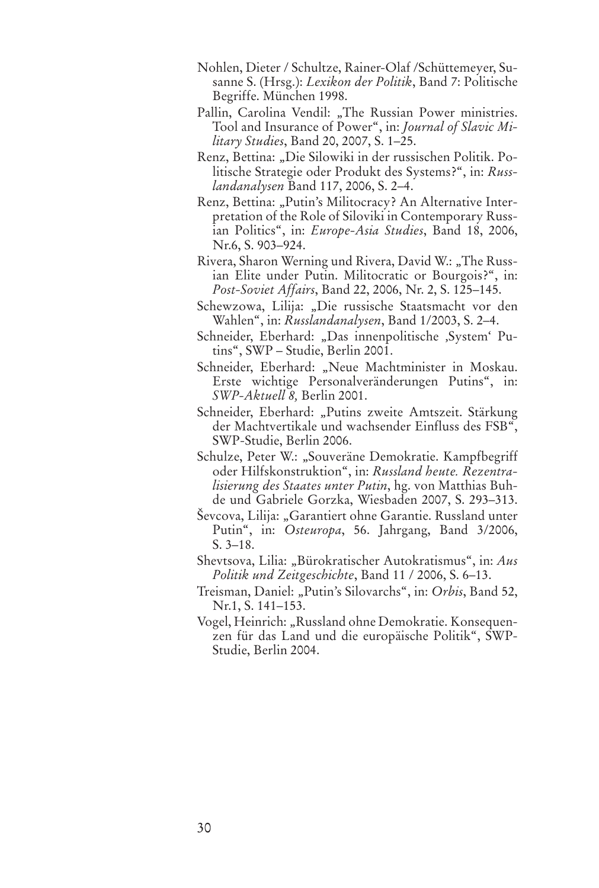Nohlen, Dieter / Schultze, Rainer-Olaf /Schüttemeyer, Susanne S. (Hrsg.): *Lexikon der Politik*, Band 7: Politische Begriffe. München 1998.

Pallin, Carolina Vendil: „The Russian Power ministries. Tool and Insurance of Power“, in: *Journal of Slavic Military Studies*, Band 20, 2007, S. 1–25.

Renz, Bettina: „Die Silowiki in der russischen Politik. Politische Strategie oder Produkt des Systems?“, in: *Russlandanalysen* Band 117, 2006, S. 2–4.

Renz, Bettina: „Putin's Militocracy? An Alternative Interpretation of the Role of Siloviki in Contemporary Russian Politics“, in: *Europe-Asia Studies*, Band 18, 2006, Nr.6, S. 903–924.

Rivera, Sharon Werning und Rivera, David W.: „The Russian Elite under Putin. Militocratic or Bourgois?“, in: *Post-Soviet Affairs*, Band 22, 2006, Nr. 2, S. 125–145.

Schewzowa, Lilija: „Die russische Staatsmacht vor den Wahlen“, in: *Russlandanalysen*, Band 1/2003, S. 2–4.

Schneider, Eberhard: „Das innenpolitische ‚System' Putins“, SWP – Studie, Berlin 2001.

Schneider, Eberhard: „Neue Machtminister in Moskau. Erste wichtige Personalveränderungen Putins“, in: *SWP-Aktuell 8,* Berlin 2001.

Schneider, Eberhard: „Putins zweite Amtszeit. Stärkung der Machtvertikale und wachsender Einfluss des FSB“, SWP-Studie, Berlin 2006.

Schulze, Peter W.: „Souveräne Demokratie. Kampfbegriff oder Hilfskonstruktion“, in: *Russland heute. Rezentralisierung des Staates unter Putin*, hg. von Matthias Buhde und Gabriele Gorzka, Wiesbaden 2007, S. 293–313.

Ševcova, Lilija: „Garantiert ohne Garantie. Russland unter Putin“, in: *Osteuropa*, 56. Jahrgang, Band 3/2006, S. 3–18.

Shevtsova, Lilia: „Bürokratischer Autokratismus“, in: *Aus Politik und Zeitgeschichte*, Band 11 / 2006, S. 6–13.

Treisman, Daniel: „Putin's Silovarchs“, in: *Orbis*, Band 52, Nr.1, S. 141–153.

Vogel, Heinrich: „Russland ohne Demokratie. Konsequenzen für das Land und die europäische Politik“, SWP-Studie, Berlin 2004.